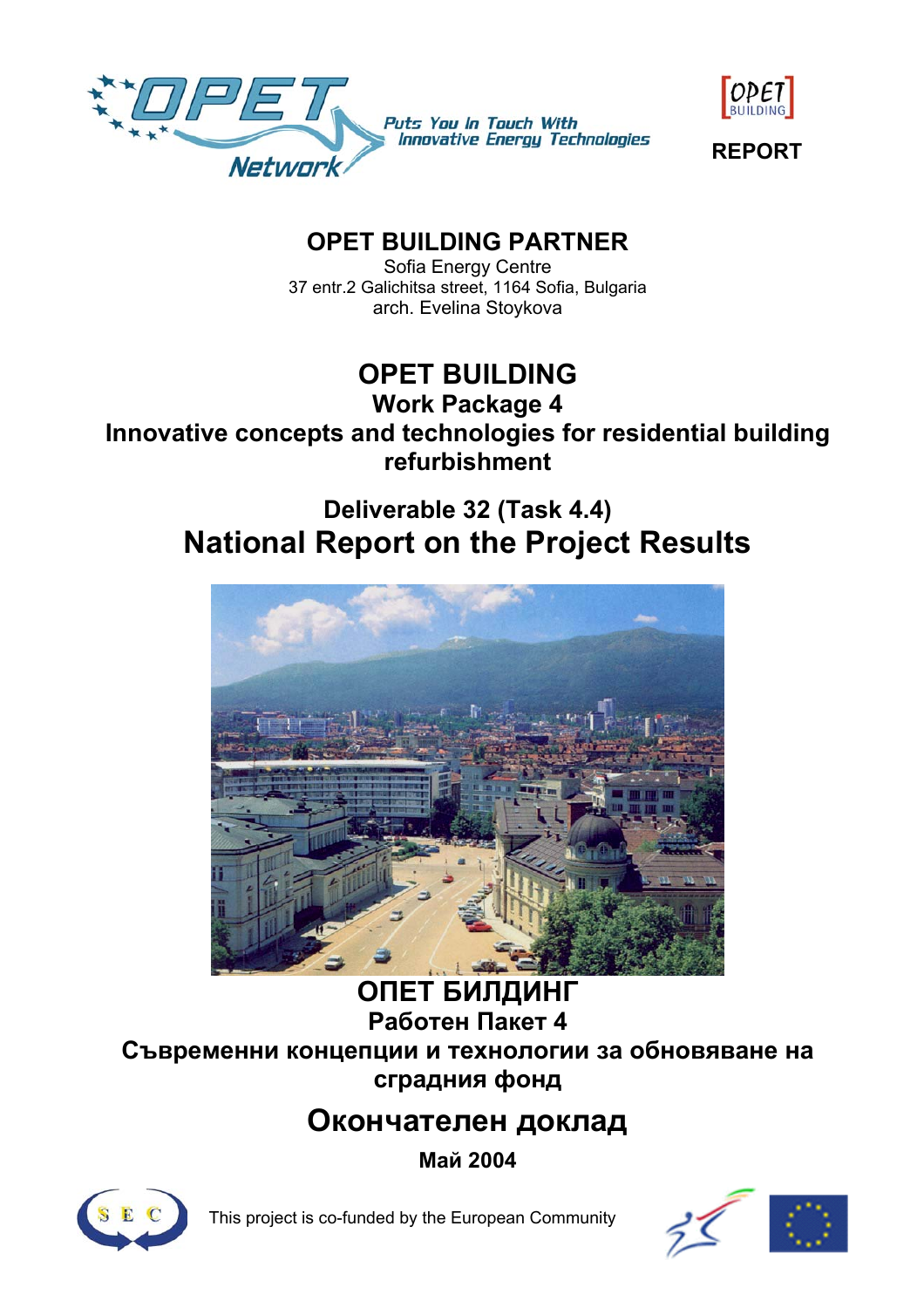OPET Network — Puts You In Touch With Innovative Energy Technologies

OPET BUILDING

**REPORT**

## OPET BUILDING PARTNER

Sofia Energy Centre
37 entr.2 Galichitsa street, 1164 Sofia, Bulgaria
arch. Evelina Stoykova

# OPET BUILDING

## Work Package 4

## Innovative concepts and technologies for residential building refurbishment

### Deliverable 32 (Task 4.4)

# National Report on the Project Results

# ОПЕТ БИЛДИНГ

## Работен Пакет 4

## Съвременни концепции и технологии за обновяване на сградния фонд

# Окончателен доклад

**Май 2004**

SEC

This project is co-funded by the European Community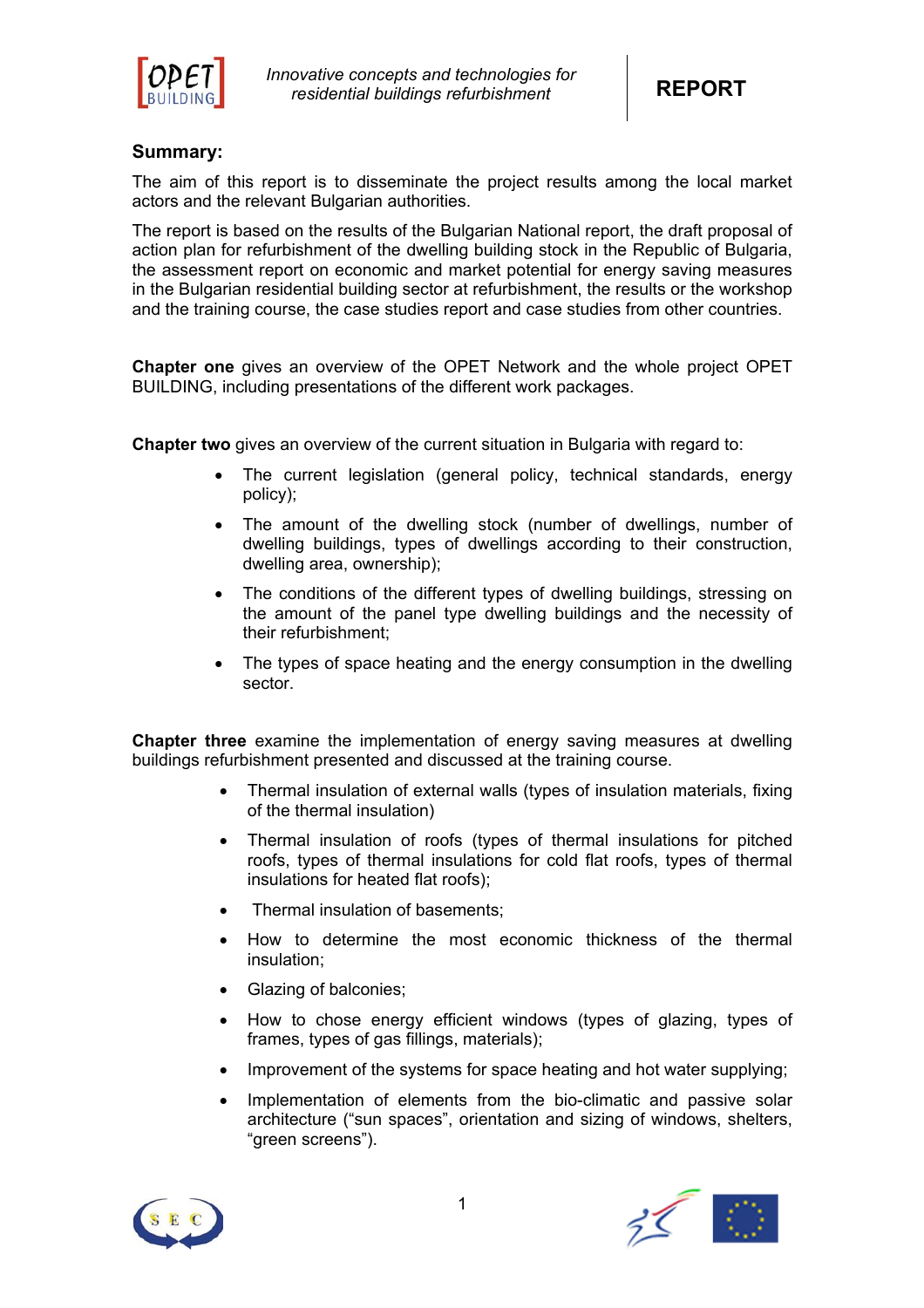**Summary:**

The aim of this report is to disseminate the project results among the local market actors and the relevant Bulgarian authorities.

The report is based on the results of the Bulgarian National report, the draft proposal of action plan for refurbishment of the dwelling building stock in the Republic of Bulgaria, the assessment report on economic and market potential for energy saving measures in the Bulgarian residential building sector at refurbishment, the results or the workshop and the training course, the case studies report and case studies from other countries.

**Chapter one** gives an overview of the OPET Network and the whole project OPET BUILDING, including presentations of the different work packages.

**Chapter two** gives an overview of the current situation in Bulgaria with regard to:

- The current legislation (general policy, technical standards, energy policy);
- The amount of the dwelling stock (number of dwellings, number of dwelling buildings, types of dwellings according to their construction, dwelling area, ownership);
- The conditions of the different types of dwelling buildings, stressing on the amount of the panel type dwelling buildings and the necessity of their refurbishment;
- The types of space heating and the energy consumption in the dwelling sector.

**Chapter three** examine the implementation of energy saving measures at dwelling buildings refurbishment presented and discussed at the training course.

- Thermal insulation of external walls (types of insulation materials, fixing of the thermal insulation)
- Thermal insulation of roofs (types of thermal insulations for pitched roofs, types of thermal insulations for cold flat roofs, types of thermal insulations for heated flat roofs);
- Thermal insulation of basements;
- How to determine the most economic thickness of the thermal insulation;
- Glazing of balconies;
- How to chose energy efficient windows (types of glazing, types of frames, types of gas fillings, materials);
- Improvement of the systems for space heating and hot water supplying;
- Implementation of elements from the bio-climatic and passive solar architecture ("sun spaces", orientation and sizing of windows, shelters, "green screens").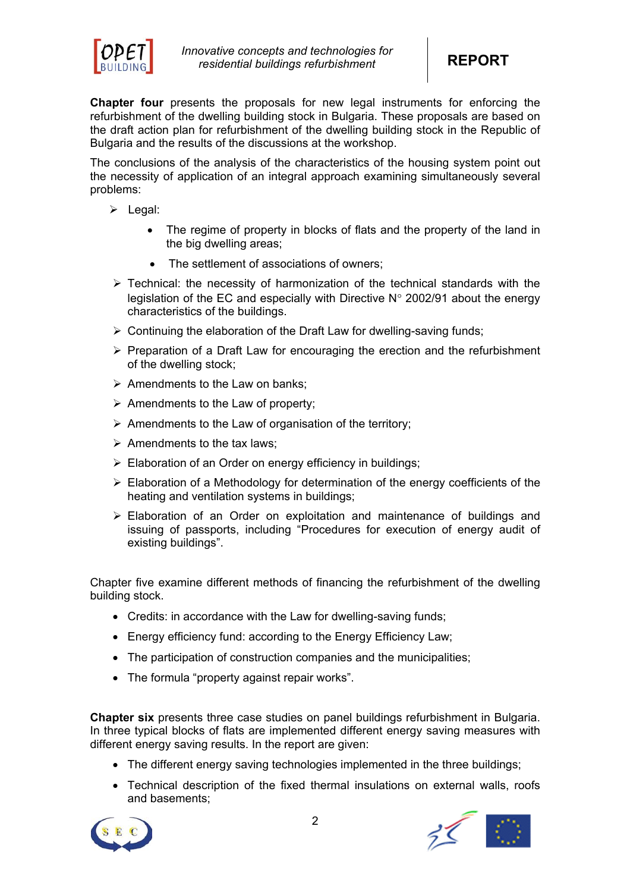**Chapter four** presents the proposals for new legal instruments for enforcing the refurbishment of the dwelling building stock in Bulgaria. These proposals are based on the draft action plan for refurbishment of the dwelling building stock in the Republic of Bulgaria and the results of the discussions at the workshop.

The conclusions of the analysis of the characteristics of the housing system point out the necessity of application of an integral approach examining simultaneously several problems:

- Legal:
  - The regime of property in blocks of flats and the property of the land in the big dwelling areas;
  - The settlement of associations of owners;
- Technical: the necessity of harmonization of the technical standards with the legislation of the EC and especially with Directive N° 2002/91 about the energy characteristics of the buildings.
- Continuing the elaboration of the Draft Law for dwelling-saving funds;
- Preparation of a Draft Law for encouraging the erection and the refurbishment of the dwelling stock;
- Amendments to the Law on banks;
- Amendments to the Law of property;
- Amendments to the Law of organisation of the territory;
- Amendments to the tax laws;
- Elaboration of an Order on energy efficiency in buildings;
- Elaboration of a Methodology for determination of the energy coefficients of the heating and ventilation systems in buildings;
- Elaboration of an Order on exploitation and maintenance of buildings and issuing of passports, including "Procedures for execution of energy audit of existing buildings".

Chapter five examine different methods of financing the refurbishment of the dwelling building stock.

- Credits: in accordance with the Law for dwelling-saving funds;
- Energy efficiency fund: according to the Energy Efficiency Law;
- The participation of construction companies and the municipalities;
- The formula "property against repair works".

**Chapter six** presents three case studies on panel buildings refurbishment in Bulgaria. In three typical blocks of flats are implemented different energy saving measures with different energy saving results. In the report are given:

- The different energy saving technologies implemented in the three buildings;
- Technical description of the fixed thermal insulations on external walls, roofs and basements;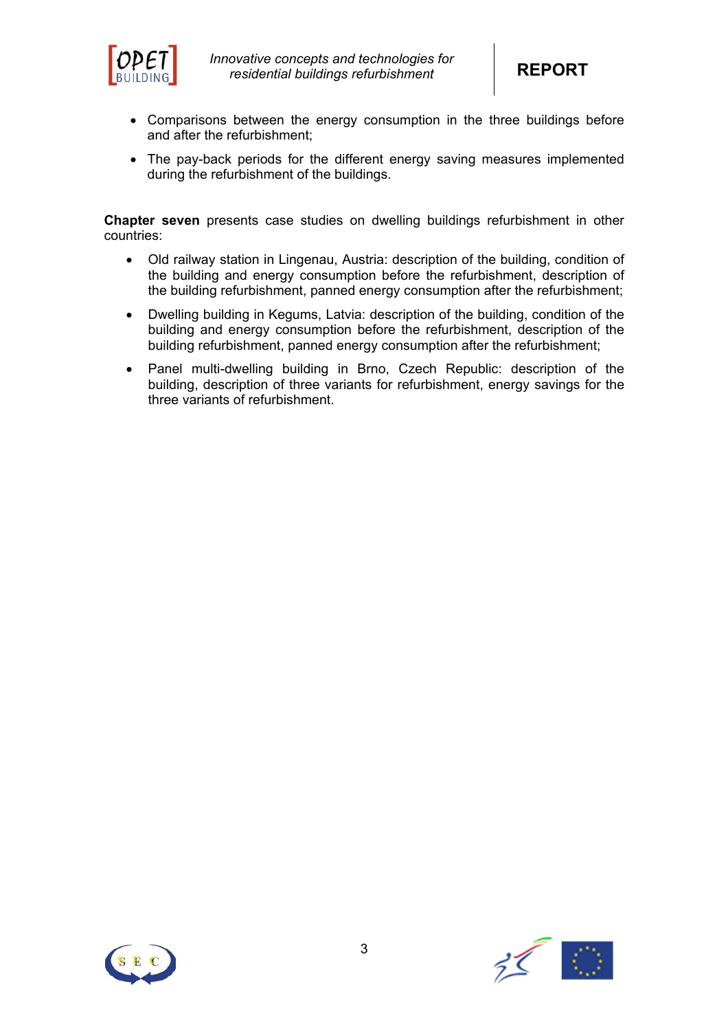- Comparisons between the energy consumption in the three buildings before and after the refurbishment;
- The pay-back periods for the different energy saving measures implemented during the refurbishment of the buildings.

**Chapter seven** presents case studies on dwelling buildings refurbishment in other countries:

- Old railway station in Lingenau, Austria: description of the building, condition of the building and energy consumption before the refurbishment, description of the building refurbishment, panned energy consumption after the refurbishment;
- Dwelling building in Kegums, Latvia: description of the building, condition of the building and energy consumption before the refurbishment, description of the building refurbishment, panned energy consumption after the refurbishment;
- Panel multi-dwelling building in Brno, Czech Republic: description of the building, description of three variants for refurbishment, energy savings for the three variants of refurbishment.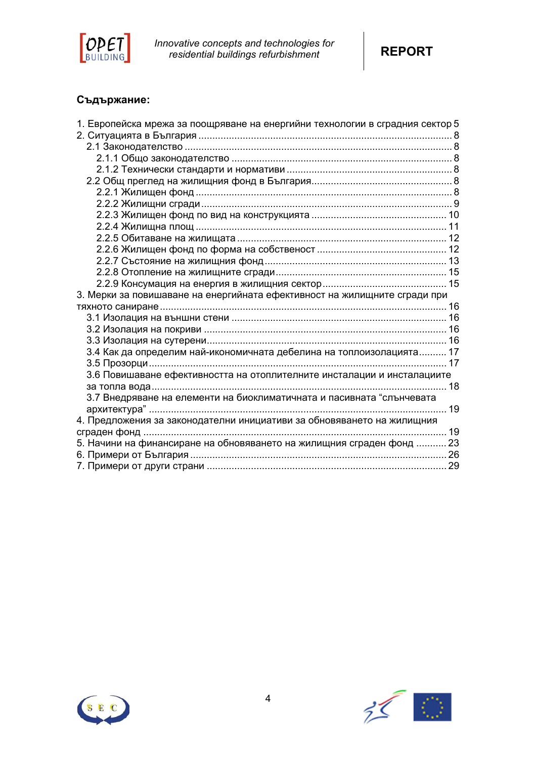**Съдържание:**

1. Европейска мрежа за поощряване на енергийни технологии в сградния сектор 5
2. Ситуацията в България ........................................................................................ 8
    - 2.1 Законодателство ............................................................................................ 8
        - 2.1.1 Общо законодателство ........................................................................... 8
        - 2.1.2 Технически стандарти и нормативи ....................................................... 8
    - 2.2 Общ преглед на жилищния фонд в България................................................ 8
        - 2.2.1 Жилищен фонд ........................................................................................ 8
        - 2.2.2 Жилищни сгради ...................................................................................... 9
        - 2.2.3 Жилищен фонд по вид на конструкцията ............................................ 10
        - 2.2.4 Жилищна площ ....................................................................................... 11
        - 2.2.5 Обитаване на жилищата ....................................................................... 12
        - 2.2.6 Жилищен фонд по форма на собственост ........................................... 12
        - 2.2.7 Състояние на жилищния фонд ............................................................. 13
        - 2.2.8 Отопление на жилищните сгради ......................................................... 15
        - 2.2.9 Консумация на енергия в жилищния сектор ........................................ 15
3. Мерки за повишаване на енергийната ефективност на жилищните сгради при тяхното саниране ....................................................................................................... 16
    - 3.1 Изолация на външни стени ......................................................................... 16
    - 3.2 Изолация на покриви ................................................................................... 16
    - 3.3 Изолация на сутерени.................................................................................. 16
    - 3.4 Как да определим най-икономичната дебелина на топлоизолацията.......... 17
    - 3.5 Прозорци....................................................................................................... 17
    - 3.6 Повишаване ефективността на отоплителните инсталации и инсталациите за топла вода ....................................................................................................... 18
    - 3.7 Внедряване на елементи на биоклиматичната и пасивната “слънчевата архитектура” ........................................................................................................ 19
4. Предложения за законодателни инициативи за обновяването на жилищния сграден фонд ........................................................................................................... 19
5. Начини на финансиране на обновяването на жилищния сграден фонд ........... 23
6. Примери от България .......................................................................................... 26
7. Примери от други страни ..................................................................................... 29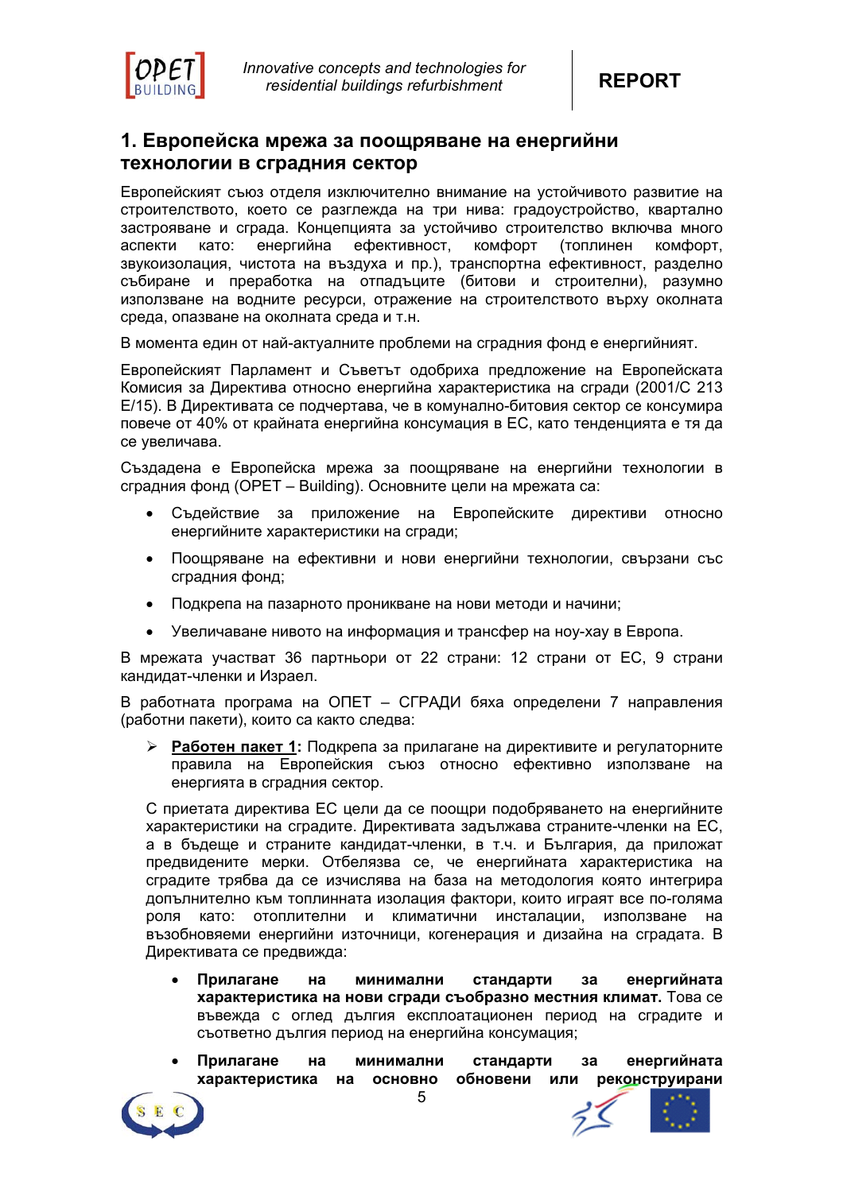## 1. Европейска мрежа за поощряване на енергийни технологии в сградния сектор

Европейският съюз отделя изключително внимание на устойчивото развитие на строителството, което се разглежда на три нива: градоустройство, квартално застрояване и сграда. Концепцията за устойчиво строителство включва много аспекти като: енергийна ефективност, комфорт (топлинен комфорт, звукоизолация, чистота на въздуха и пр.), транспортна ефективност, разделно събиране и преработка на отпадъците (битови и строителни), разумно използване на водните ресурси, отражение на строителството върху околната среда, опазване на околната среда и т.н.

В момента един от най-актуалните проблеми на сградния фонд е енергийният.

Европейският Парламент и Съветът одобриха предложение на Европейската Комисия за Директива относно енергийна характеристика на сгради (2001/C 213 E/15). В Директивата се подчертава, че в комунално-битовия сектор се консумира повече от 40% от крайната енергийна консумация в ЕС, като тенденцията е тя да се увеличава.

Създадена е Европейска мрежа за поощряване на енергийни технологии в сградния фонд (OPET – Building). Основните цели на мрежата са:

- Съдействие за приложение на Европейските директиви относно енергийните характеристики на сгради;
- Поощряване на ефективни и нови енергийни технологии, свързани със сградния фонд;
- Подкрепа на пазарното проникване на нови методи и начини;
- Увеличаване нивото на информация и трансфер на ноу-хау в Европа.

В мрежата участват 36 партньори от 22 страни: 12 страни от ЕС, 9 страни кандидат-членки и Израел.

В работната програма на ОПЕТ – СГРАДИ бяха определени 7 направления (работни пакети), които са както следва:

- **Работен пакет 1:** Подкрепа за прилагане на директивите и регулаторните правила на Европейския съюз относно ефективно използване на енергията в сградния сектор.

  С приетата директива ЕС цели да се поощри подобряването на енергийните характеристики на сградите. Директивата задължава страните-членки на ЕС, а в бъдеще и страните кандидат-членки, в т.ч. и България, да приложат предвидените мерки. Отбелязва се, че енергийната характеристика на сградите трябва да се изчислява на база на методология която интегрира допълнително към топлинната изолация фактори, които играят все по-голяма роля като: отоплителни и климатични инсталации, използване на възобновяеми енергийни източници, когенерация и дизайна на сградата. В Директивата се предвижда:

  - **Прилагане на минимални стандарти за енергийната характеристика на нови сгради съобразно местния климат.** Това се въвежда с оглед дългия експлоатационен период на сградите и съответно дългия период на енергийна консумация;
  - **Прилагане на минимални стандарти за енергийната характеристика на основно обновени или реконструирани**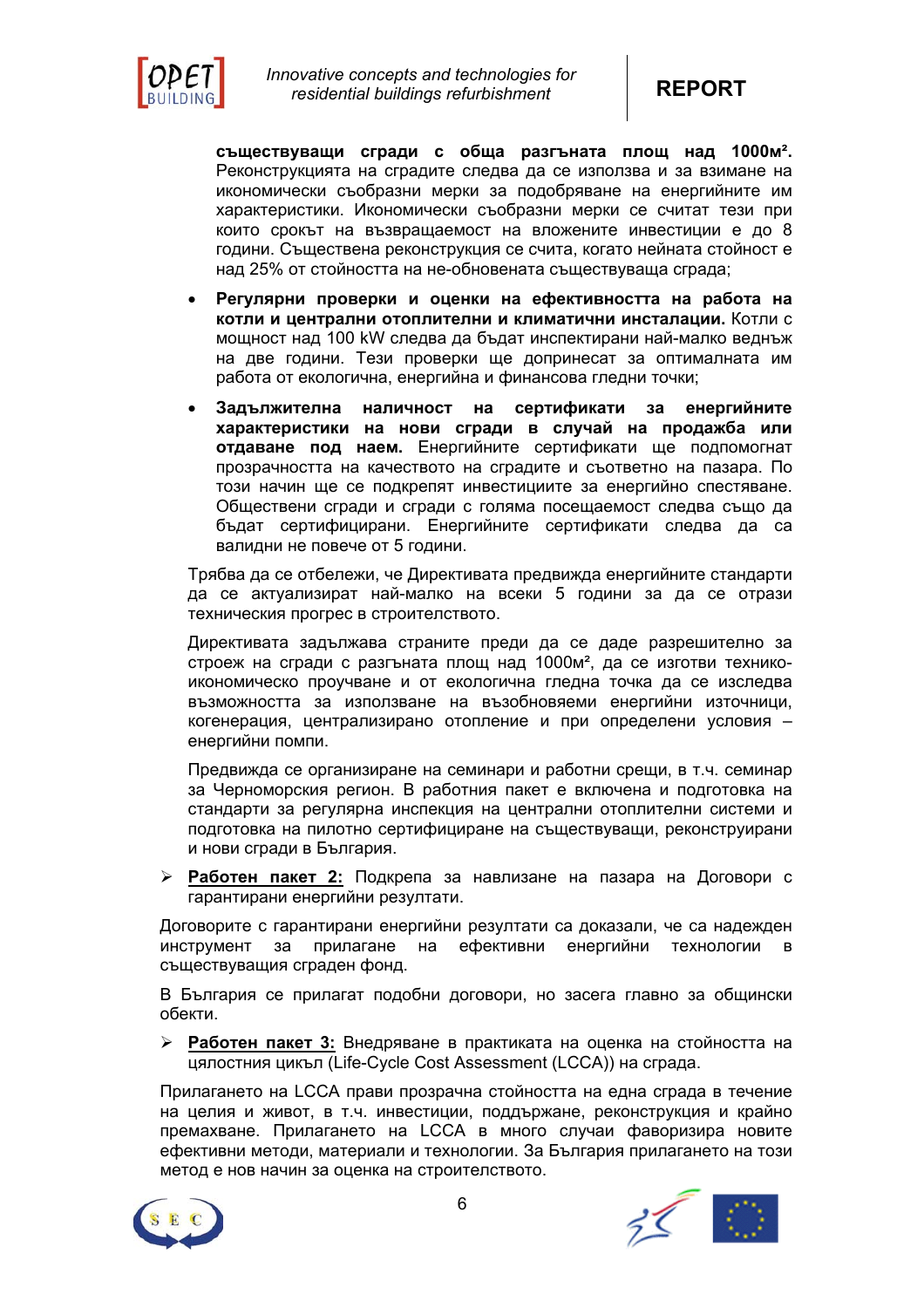**съществуващи сгради с обща разгъната площ над 1000м².** Реконструкцията на сградите следва да се използва и за взимане на икономически съобразни мерки за подобряване на енергийните им характеристики. Икономически съобразни мерки се считат тези при които срокът на възвращаемост на вложените инвестиции е до 8 години. Съществена реконструкция се счита, когато нейната стойност е над 25% от стойността на не-обновената съществуваща сграда;

- **Регулярни проверки и оценки на ефективността на работа на котли и централни отоплителни и климатични инсталации.** Котли с мощност над 100 kW следва да бъдат инспектирани най-малко веднъж на две години. Тези проверки ще допринесат за оптималната им работа от екологична, енергийна и финансова гледни точки;
- **Задължителна наличност на сертификати за енергийните характеристики на нови сгради в случай на продажба или отдаване под наем.** Енергийните сертификати ще подпомогнат прозрачността на качеството на сградите и съответно на пазара. По този начин ще се подкрепят инвестициите за енергийно спестяване. Обществени сгради и сгради с голяма посещаемост следва също да бъдат сертифицирани. Енергийните сертификати следва да са валидни не повече от 5 години.

Трябва да се отбележи, че Директивата предвижда енергийните стандарти да се актуализират най-малко на всеки 5 години за да се отрази техническия прогрес в строителството.

Директивата задължава страните преди да се даде разрешително за строеж на сгради с разгъната площ над 1000м², да се изготви технико-икономическо проучване и от екологична гледна точка да се изследва възможността за използване на възобновяеми енергийни източници, когенерация, централизирано отопление и при определени условия – енергийни помпи.

Предвижда се организиране на семинари и работни срещи, в т.ч. семинар за Черноморския регион. В работния пакет е включена и подготовка на стандарти за регулярна инспекция на централни отоплителни системи и подготовка на пилотно сертифициране на съществуващи, реконструирани и нови сгради в България.

- **<u>Работен пакет 2:</u>** Подкрепа за навлизане на пазара на Договори с гарантирани енергийни резултати.

Договорите с гарантирани енергийни резултати са доказали, че са надежден инструмент за прилагане на ефективни енергийни технологии в съществуващия сграден фонд.

В България се прилагат подобни договори, но засега главно за общински обекти.

- **<u>Работен пакет 3:</u>** Внедряване в практиката на оценка на стойността на цялостния цикъл (Life-Cycle Cost Assessment (LCCA)) на сграда.

Прилагането на LCCA прави прозрачна стойността на една сграда в течение на целия и живот, в т.ч. инвестиции, поддържане, реконструкция и крайно премахване. Прилагането на LCCA в много случаи фаворизира новите ефективни методи, материали и технологии. За България прилагането на този метод е нов начин за оценка на строителството.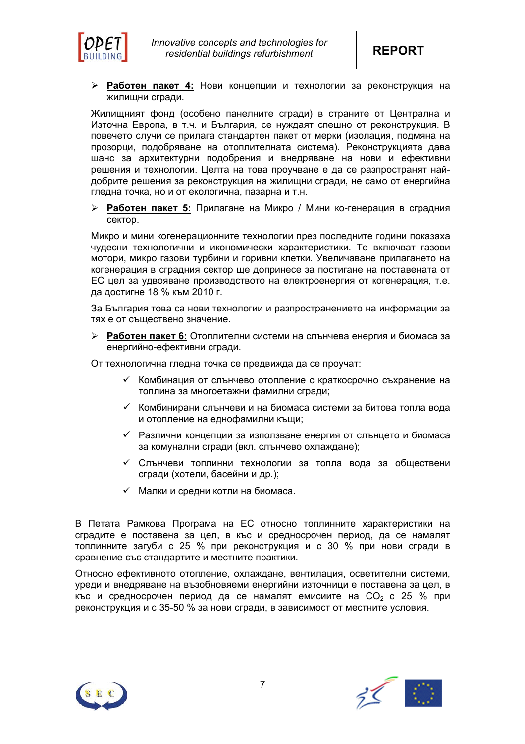- **<u>Работен пакет 4:</u>** Нови концепции и технологии за реконструкция на жилищни сгради.

Жилищният фонд (особено панелните сгради) в страните от Централна и Източна Европа, в т.ч. и България, се нуждаят спешно от реконструкция. В повечето случи се прилага стандартен пакет от мерки (изолация, подмяна на прозорци, подобряване на отоплителната система). Реконструкцията дава шанс за архитектурни подобрения и внедряване на нови и ефективни решения и технологии. Целта на това проучване е да се разпространят най-добрите решения за реконструкция на жилищни сгради, не само от енергийна гледна точка, но и от екологична, пазарна и т.н.

- **<u>Работен пакет 5:</u>** Прилагане на Микро / Мини ко-генерация в сградния сектор.

Микро и мини когенерационните технологии през последните години показаха чудесни технологични и икономически характеристики. Те включват газови мотори, микро газови турбини и горивни клетки. Увеличаване прилагането на когенерация в сградния сектор ще допринесе за постигане на поставената от ЕС цел за удвояване производството на електроенергия от когенерация, т.е. да достигне 18 % към 2010 г.

За България това са нови технологии и разпространението на информации за тях е от съществено значение.

- **<u>Работен пакет 6:</u>** Отоплителни системи на слънчева енергия и биомаса за енергийно-ефективни сгради.

От технологична гледна точка се предвижда да се проучат:

- ✓ Комбинация от слънчево отопление с краткосрочно съхранение на топлина за многоетажни фамилни сгради;
- ✓ Комбинирани слънчеви и на биомаса системи за битова топла вода и отопление на еднофамилни къщи;
- ✓ Различни концепции за използване енергия от слънцето и биомаса за комунални сгради (вкл. слънчево охлаждане);
- ✓ Слънчеви топлинни технологии за топла вода за обществени сгради (хотели, басейни и др.);
- ✓ Малки и средни котли на биомаса.

В Петата Рамкова Програма на ЕС относно топлинните характеристики на сградите е поставена за цел, в къс и средносрочен период, да се намалят топлинните загуби с 25 % при реконструкция и с 30 % при нови сгради в сравнение със стандартите и местните практики.

Относно ефективното отопление, охлаждане, вентилация, осветителни системи, уреди и внедряване на възобновяеми енергийни източници е поставена за цел, в къс и средносрочен период да се намалят емисиите на $CO_2$ с 25 % при реконструкция и с 35-50 % за нови сгради, в зависимост от местните условия.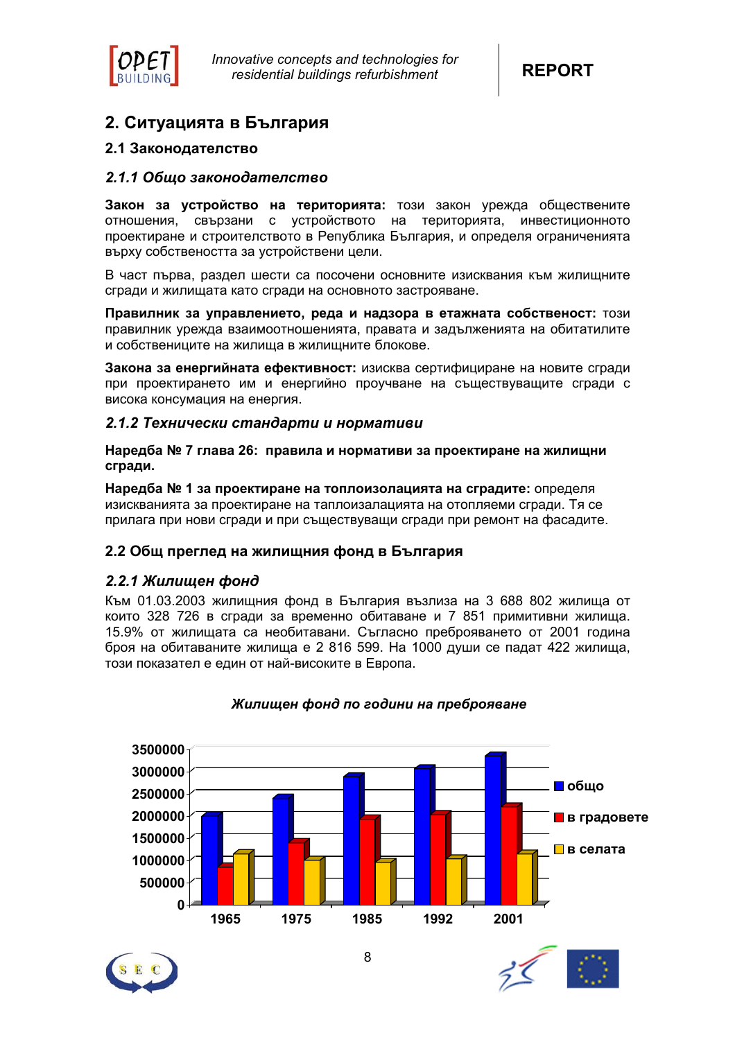## 2. Ситуацията в България

### 2.1 Законодателство

#### *2.1.1 Общо законодателство*

**Закон за устройство на територията:** този закон урежда обществените отношения, свързани с устройството на територията, инвестиционното проектиране и строителството в Република България, и определя ограниченията върху собствеността за устройствени цели.

В част първа, раздел шести са посочени основните изисквания към жилищните сгради и жилищата като сгради на основното застрояване.

**Правилник за управлението, реда и надзора в етажната собственост:** този правилник урежда взаимоотношенията, правата и задълженията на обитатилите и собствениците на жилища в жилищните блокове.

**Закона за енергийната ефективност:** изисква сертифициране на новите сгради при проектирането им и енергийно проучване на съществуващите сгради с висока консумация на енергия.

#### *2.1.2 Технически стандарти и нормативи*

**Наредба № 7 глава 26: правила и нормативи за проектиране на жилищни сгради.**

**Наредба № 1 за проектиране на топлоизолацията на сградите:** определя изискванията за проектиране на таплоизалацията на отопляеми сгради. Тя се прилага при нови сгради и при съществуващи сгради при ремонт на фасадите.

### 2.2 Общ преглед на жилищния фонд в България

#### *2.2.1 Жилищен фонд*

Към 01.03.2003 жилищния фонд в България възлиза на 3 688 802 жилища от които 328 726 в сгради за временно обитаване и 7 851 примитивни жилища. 15.9% от жилищата са необитавани. Съгласно преброяването от 2001 година броя на обитаваните жилища е 2 816 599. На 1000 души се падат 422 жилища, този показател е един от най-високите в Европа.

***Жилищен фонд по години на преброяване***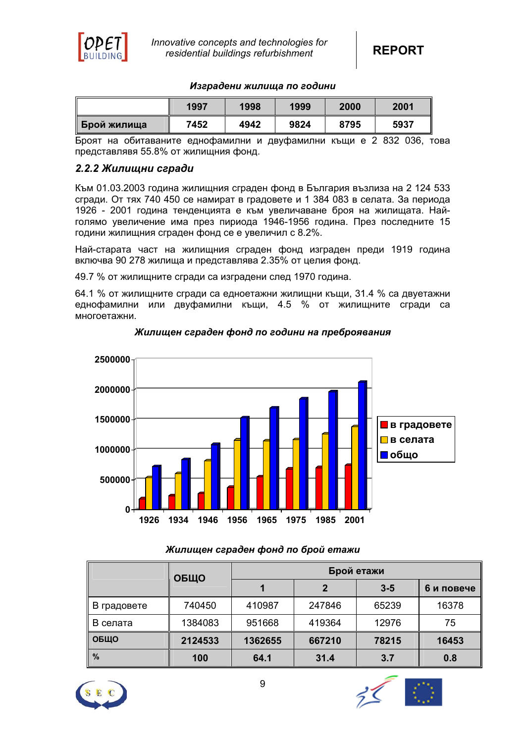***Изградени жилища по години***

| | 1997 | 1998 | 1999 | 2000 | 2001 |
|---|---|---|---|---|---|
| **Брой жилища** | **7452** | **4942** | **9824** | **8795** | **5937** |

Броят на обитаваните еднофамилни и двуфамилни къщи е 2 832 036, това представлява 55.8% от жилищния фонд.

### *2.2.2 Жилищни сгради*

Към 01.03.2003 година жилищния сграден фонд в България възлиза на 2 124 533 сгради. От тях 740 450 се намират в градовете и 1 384 083 в селата. За периода 1926 - 2001 година тенденцията е към увеличаване броя на жилищата. Най-голямо увеличение има през пириода 1946-1956 година. През последните 15 години жилищния сграден фонд се е увеличил с 8.2%.

Най-старата част на жилищния сграден фонд изграден преди 1919 година включва 90 278 жилища и представлява 2.35% от целия фонд.

49.7 % от жилищните сгради са изградени след 1970 година.

64.1 % от жилищните сгради са едноетажни жилищни къщи, 31.4 % са двуетажни еднофамилни или двуфамилни къщи, 4.5 % от жилищните сгради са многоетажни.

***Жилищен сграден фонд по години на преброявания***

***Жилищен сграден фонд по брой етажи***

| | **ОБЩО** | **Брой етажи** | | | |
|---|---|---|---|---|---|
| | | **1** | **2** | **3-5** | **6 и повече** |
| В градовете | 740450 | 410987 | 247846 | 65239 | 16378 |
| В селата | 1384083 | 951668 | 419364 | 12976 | 75 |
| **ОБЩО** | **2124533** | **1362655** | **667210** | **78215** | **16453** |
| **%** | **100** | **64.1** | **31.4** | **3.7** | **0.8** |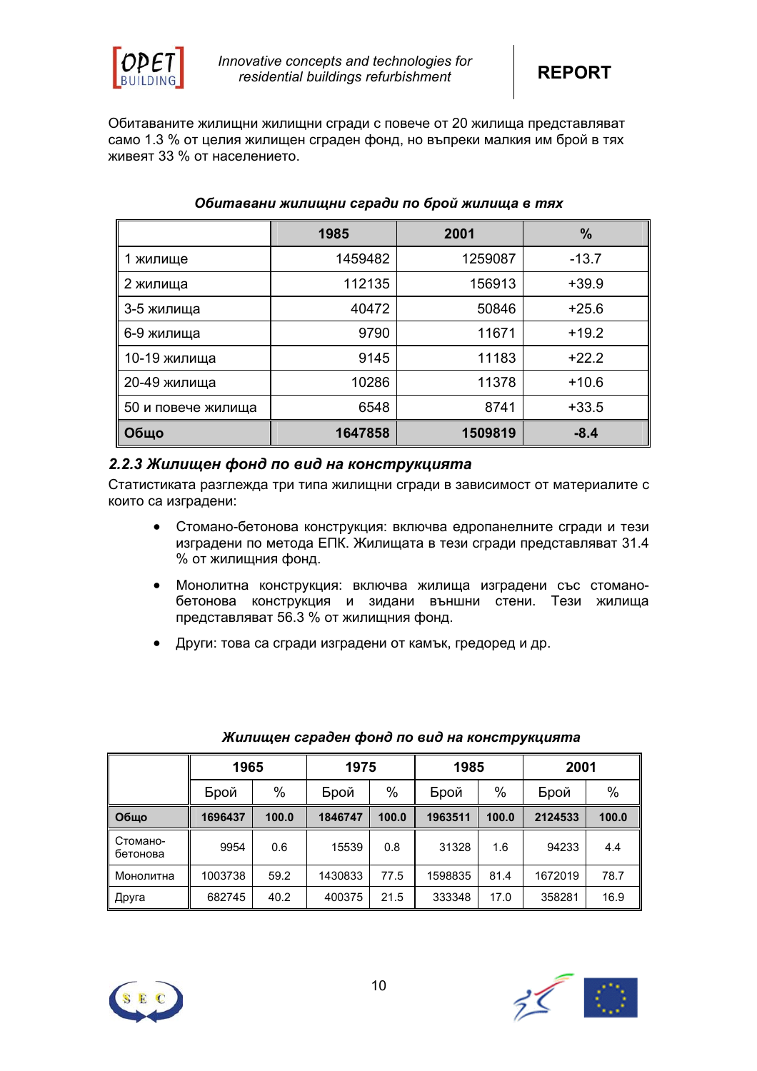Обитаваните жилищни жилищни сгради с повече от 20 жилища представляват само 1.3 % от целия жилищен сграден фонд, но въпреки малкия им брой в тях живеят 33 % от населението.

***Обитавани жилищни сгради по брой жилища в тях***

| | 1985 | 2001 | % |
|---|---|---|---|
| 1 жилище | 1459482 | 1259087 | -13.7 |
| 2 жилища | 112135 | 156913 | +39.9 |
| 3-5 жилища | 40472 | 50846 | +25.6 |
| 6-9 жилища | 9790 | 11671 | +19.2 |
| 10-19 жилища | 9145 | 11183 | +22.2 |
| 20-49 жилища | 10286 | 11378 | +10.6 |
| 50 и повече жилища | 6548 | 8741 | +33.5 |
| **Общо** | **1647858** | **1509819** | **-8.4** |

### 2.2.3 Жилищен фонд по вид на конструкцията

Статистиката разглежда три типа жилищни сгради в зависимост от материалите с които са изградени:

- Стомано-бетонова конструкция: включва едропанелните сгради и тези изградени по метода ЕПК. Жилищата в тези сгради представляват 31.4 % от жилищния фонд.
- Монолитна конструкция: включва жилища изградени със стомано-бетонова конструкция и зидани външни стени. Тези жилища представляват 56.3 % от жилищния фонд.
- Други: това са сгради изградени от камък, гредоред и др.

***Жилищен сграден фонд по вид на конструкцията***

| | 1965 | | 1975 | | 1985 | | 2001 | |
|---|---|---|---|---|---|---|---|---|
| | Брой | % | Брой | % | Брой | % | Брой | % |
| **Общо** | **1696437** | **100.0** | **1846747** | **100.0** | **1963511** | **100.0** | **2124533** | **100.0** |
| Стомано-бетонова | 9954 | 0.6 | 15539 | 0.8 | 31328 | 1.6 | 94233 | 4.4 |
| Монолитна | 1003738 | 59.2 | 1430833 | 77.5 | 1598835 | 81.4 | 1672019 | 78.7 |
| Друга | 682745 | 40.2 | 400375 | 21.5 | 333348 | 17.0 | 358281 | 16.9 |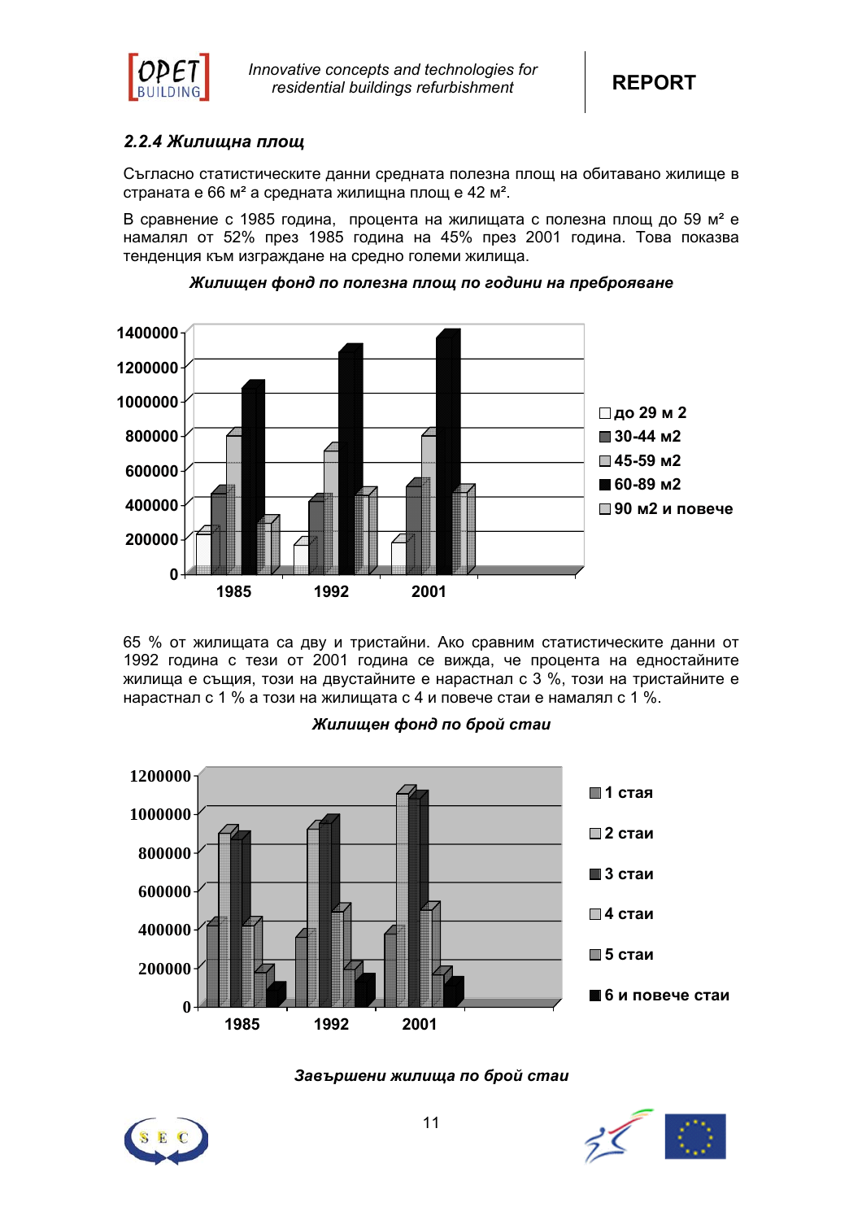### 2.2.4 Жилищна площ

Съгласно статистическите данни средната полезна площ на обитавано жилище в страната е 66 м² а средната жилищна площ е 42 м².

В сравнение с 1985 година, процента на жилищата с полезна площ до 59 м² е намалял от 52% през 1985 година на 45% през 2001 година. Това показва тенденция към изграждане на средно големи жилища.

***Жилищен фонд по полезна площ по години на преброяване***

65 % от жилищата са дву и тристайни. Ако сравним статистическите данни от 1992 година с тези от 2001 година се вижда, че процента на едностайните жилища е същия, този на двустайните е нарастнал с 3 %, този на тристайните е нарастнал с 1 % а този на жилищата с 4 и повече стаи е намалял с 1 %.

***Жилищен фонд по брой стаи***

***Завършени жилища по брой стаи***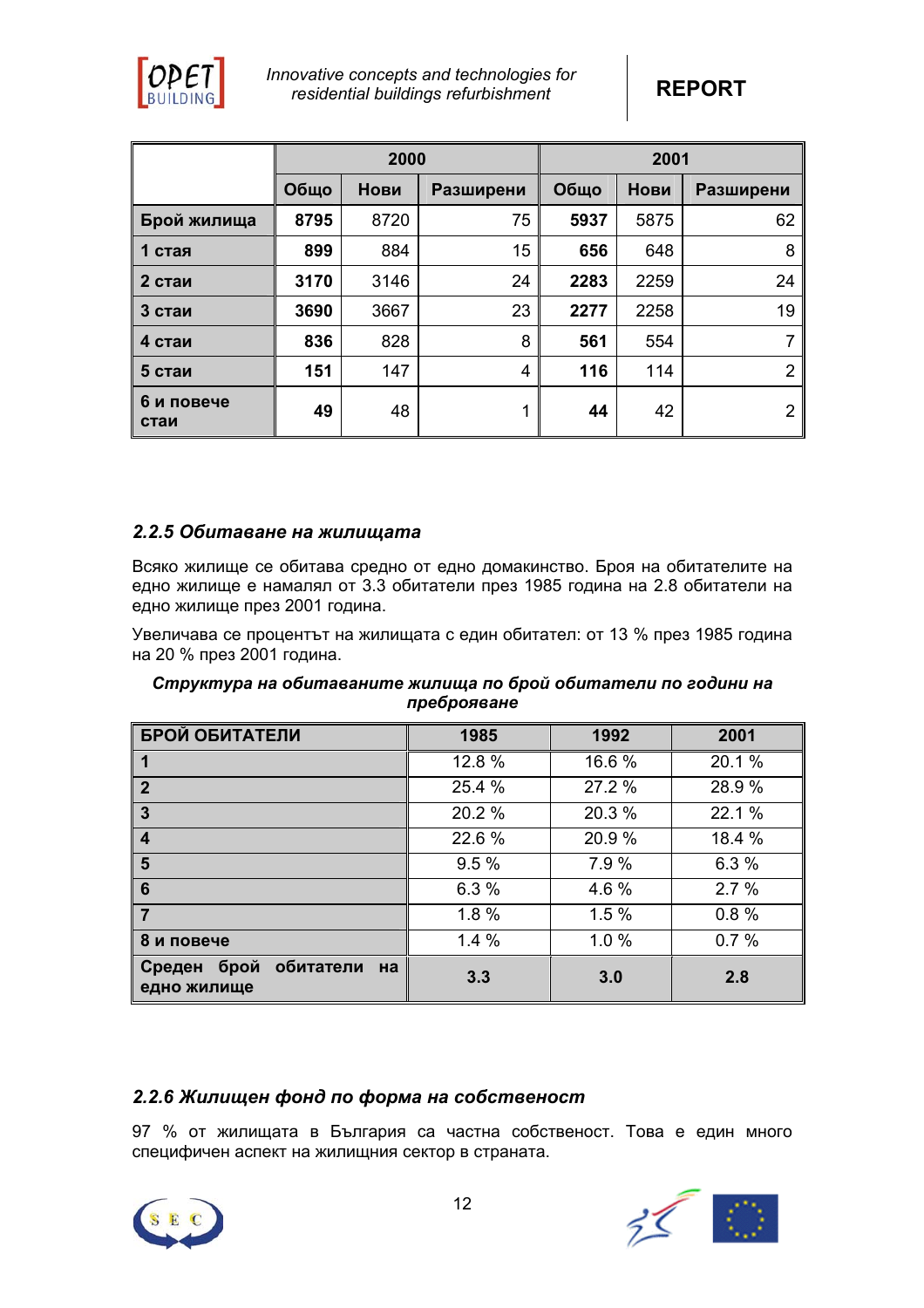| | 2000 | | | 2001 | | |
|---|---|---|---|---|---|---|
| | **Общо** | **Нови** | **Разширени** | **Общо** | **Нови** | **Разширени** |
| **Брой жилища** | **8795** | 8720 | 75 | **5937** | 5875 | 62 |
| **1 стая** | **899** | 884 | 15 | **656** | 648 | 8 |
| **2 стаи** | **3170** | 3146 | 24 | **2283** | 2259 | 24 |
| **3 стаи** | **3690** | 3667 | 23 | **2277** | 2258 | 19 |
| **4 стаи** | **836** | 828 | 8 | **561** | 554 | 7 |
| **5 стаи** | **151** | 147 | 4 | **116** | 114 | 2 |
| **6 и повече стаи** | **49** | 48 | 1 | **44** | 42 | 2 |

### *2.2.5 Обитаване на жилищата*

Всяко жилище се обитава средно от едно домакинство. Броя на обитателите на едно жилище е намалял от 3.3 обитатели през 1985 година на 2.8 обитатели на едно жилище през 2001 година.

Увеличава се процентът на жилищата с един обитател: от 13 % през 1985 година на 20 % през 2001 година.

***Структура на обитаваните жилища по брой обитатели по години на преброяване***

| **БРОЙ ОБИТАТЕЛИ** | **1985** | **1992** | **2001** |
|---|---|---|---|
| **1** | 12.8 % | 16.6 % | 20.1 % |
| **2** | 25.4 % | 27.2 % | 28.9 % |
| **3** | 20.2 % | 20.3 % | 22.1 % |
| **4** | 22.6 % | 20.9 % | 18.4 % |
| **5** | 9.5 % | 7.9 % | 6.3 % |
| **6** | 6.3 % | 4.6 % | 2.7 % |
| **7** | 1.8 % | 1.5 % | 0.8 % |
| **8 и повече** | 1.4 % | 1.0 % | 0.7 % |
| **Среден брой обитатели на едно жилище** | **3.3** | **3.0** | **2.8** |

### *2.2.6 Жилищен фонд по форма на собственост*

97 % от жилищата в България са частна собственост. Това е един много специфичен аспект на жилищния сектор в страната.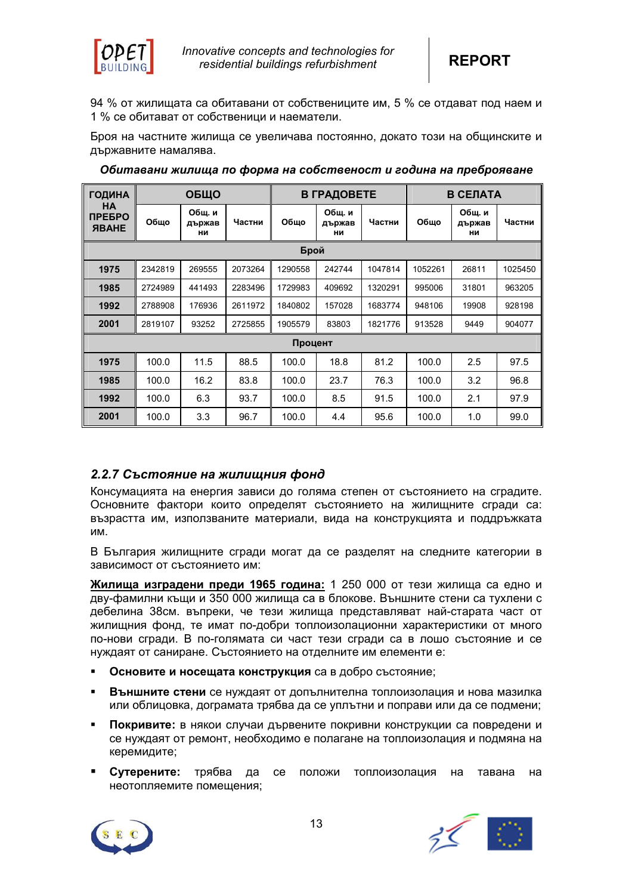94 % от жилищата са обитавани от собствениците им, 5 % се отдават под наем и 1 % се обитават от собственици и наематели.

Броя на частните жилища се увеличава постоянно, докато този на общинските и държавните намалява.

***Обитавани жилища по форма на собственост и година на преброяване***

| ГОДИНА НА ПРЕБРОЯВАНЕ | ОБЩО | | | В ГРАДОВЕТЕ | | | В СЕЛАТА | | |
|---|---|---|---|---|---|---|---|---|---|
| | Общо | Общ. и държавни | Частни | Общо | Общ. и държавни | Частни | Общо | Общ. и държавни | Частни |
| **Брой** | | | | | | | | | |
| **1975** | 2342819 | 269555 | 2073264 | 1290558 | 242744 | 1047814 | 1052261 | 26811 | 1025450 |
| **1985** | 2724989 | 441493 | 2283496 | 1729983 | 409692 | 1320291 | 995006 | 31801 | 963205 |
| **1992** | 2788908 | 176936 | 2611972 | 1840802 | 157028 | 1683774 | 948106 | 19908 | 928198 |
| **2001** | 2819107 | 93252 | 2725855 | 1905579 | 83803 | 1821776 | 913528 | 9449 | 904077 |
| **Процент** | | | | | | | | | |
| **1975** | 100.0 | 11.5 | 88.5 | 100.0 | 18.8 | 81.2 | 100.0 | 2.5 | 97.5 |
| **1985** | 100.0 | 16.2 | 83.8 | 100.0 | 23.7 | 76.3 | 100.0 | 3.2 | 96.8 |
| **1992** | 100.0 | 6.3 | 93.7 | 100.0 | 8.5 | 91.5 | 100.0 | 2.1 | 97.9 |
| **2001** | 100.0 | 3.3 | 96.7 | 100.0 | 4.4 | 95.6 | 100.0 | 1.0 | 99.0 |

### *2.2.7 Състояние на жилищния фонд*

Консумацията на енергия зависи до голяма степен от състоянието на сградите. Основните фактори които определят състоянието на жилищните сгради са: възрастта им, използваните материали, вида на конструкцията и поддръжката им.

В България жилищните сгради могат да се разделят на следните категории в зависимост от състоянието им:

**Жилища изградени преди 1965 година:** 1 250 000 от тези жилища са едно и дву-фамилни къщи и 350 000 жилища са в блокове. Външните стени са тухлени с дебелина 38см. въпреки, че тези жилища представляват най-старата част от жилищния фонд, те имат по-добри топлоизолационни характеристики от много по-нови сгради. В по-голямата си част тези сгради са в лошо състояние и се нуждаят от саниране. Състоянието на отделните им елементи е:

- **Основите и носещата конструкция** са в добро състояние;
- **Външните стени** се нуждаят от допълнителна топлоизолация и нова мазилка или облицовка, дограмата трябва да се уплътни и поправи или да се подмени;
- **Покривите:** в някои случаи дървените покривни конструкции са повредени и се нуждаят от ремонт, необходимо е полагане на топлоизолация и подмяна на керемидите;
- **Сутерените:** трябва да се положи топлоизолация на тавана на неотопляемите помещения;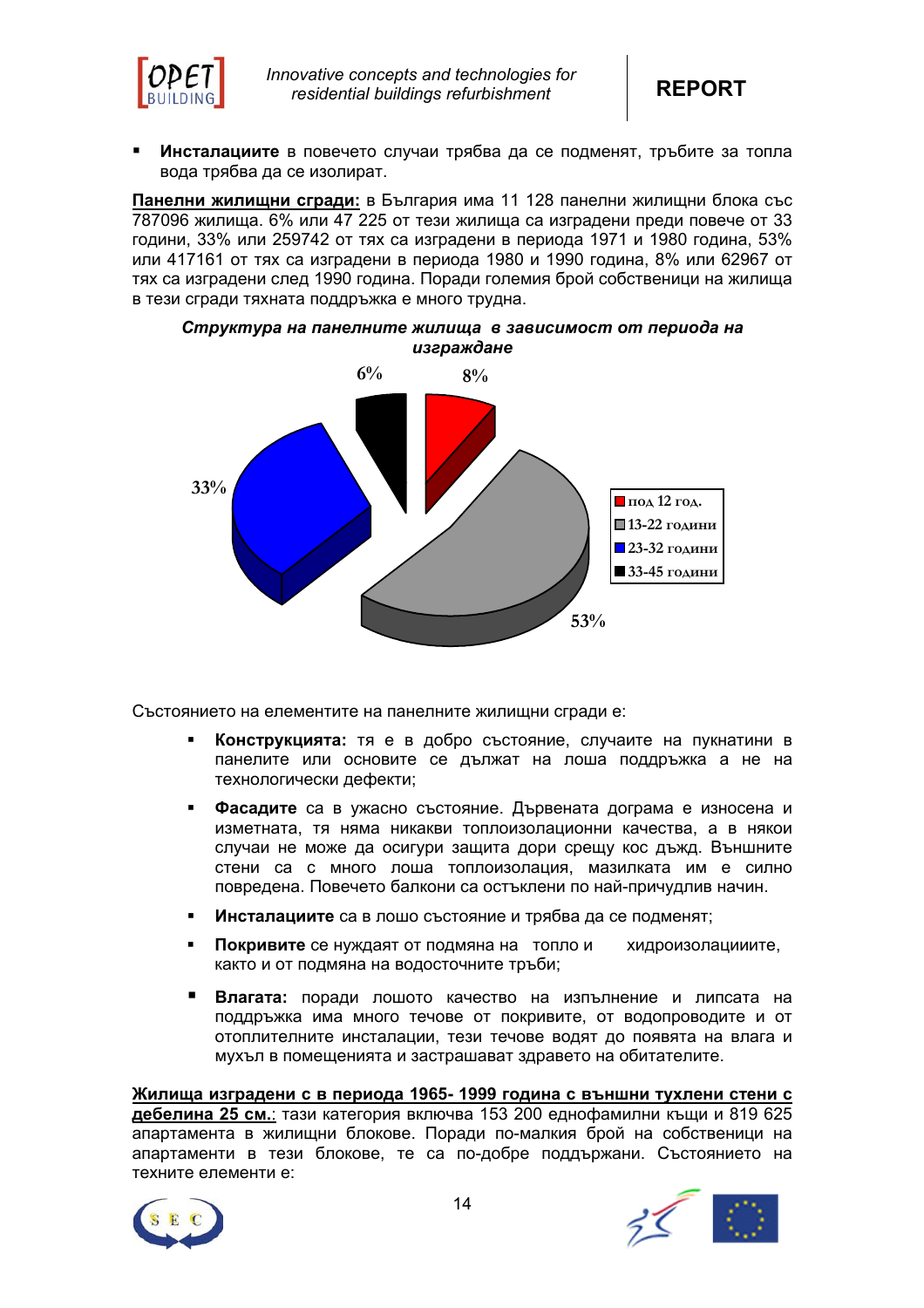- **Инсталациите** в повечето случаи трябва да се подменят, тръбите за топла вода трябва да се изолират.

**Панелни жилищни сгради:** в България има 11 128 панелни жилищни блока със 787096 жилища. 6% или 47 225 от тези жилища са изградени преди повече от 33 години, 33% или 259742 от тях са изградени в периода 1971 и 1980 година, 53% или 417161 от тях са изградени в периода 1980 и 1990 година, 8% или 62967 от тях са изградени след 1990 година. Поради големия брой собственици на жилища в тези сгради тяхната поддръжка е много трудна.

***Структура на панелните жилища в зависимост от периода на изграждане***

| Период | Дял |
|---|---|
| под 12 год. | 8% |
| 13-22 години | 53% |
| 23-32 години | 33% |
| 33-45 години | 6% |

Състоянието на елементите на панелните жилищни сгради е:

- **Конструкцията:** тя е в добро състояние, случаите на пукнатини в панелите или основите се дължат на лоша поддръжка а не на технологически дефекти;
- **Фасадите** са в ужасно състояние. Дървената дограма е износена и изметната, тя няма никакви топлоизолационни качества, а в някои случаи не може да осигури защита дори срещу кос дъжд. Външните стени са с много лоша топлоизолация, мазилката им е силно повредена. Повечето балкони са остъклени по най-причудлив начин.
- **Инсталациите** са в лошо състояние и трябва да се подменят;
- **Покривите** се нуждаят от подмяна на топло и хидроизолациите, както и от подмяна на водосточните тръби;
- **Влагата:** поради лошото качество на изпълнение и липсата на поддръжка има много течове от покривите, от водопроводите и от отоплителните инсталации, тези течове водят до появята на влага и мухъл в помещенията и застрашават здравето на обитателите.

**Жилища изградени с в периода 1965- 1999 година с външни тухлени стени с дебелина 25 см.**: тази категория включва 153 200 еднофамилни къщи и 819 625 апартамента в жилищни блокове. Поради по-малкия брой на собственици на апартаменти в тези блокове, те са по-добре поддържани. Състоянието на техните елементи е: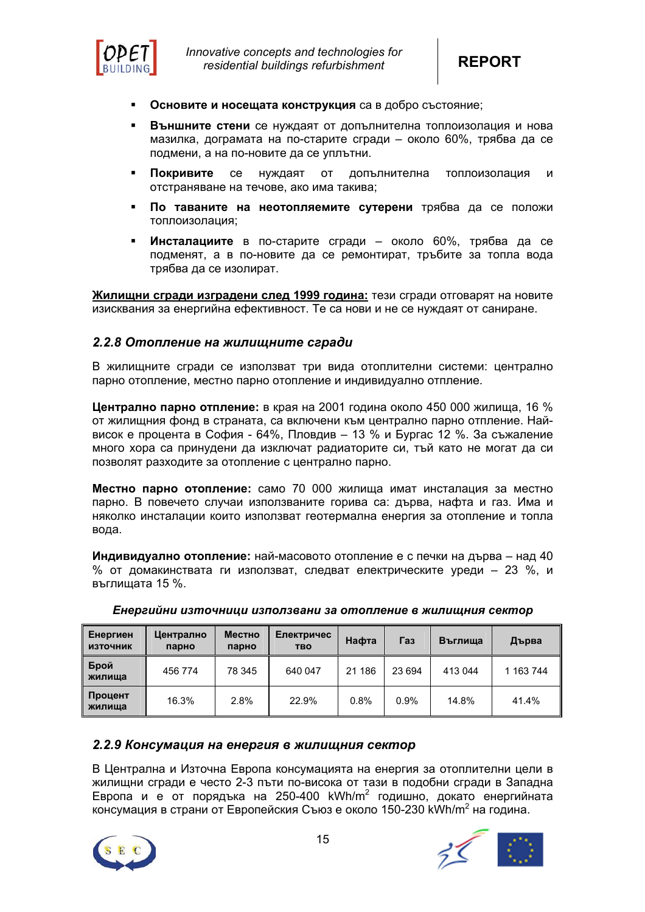- **Основите и носещата конструкция** са в добро състояние;
- **Външните стени** се нуждаят от допълнителна топлоизолация и нова мазилка, дограмата на по-старите сгради – около 60%, трябва да се подмени, а на по-новите да се уплътни.
- **Покривите** се нуждаят от допълнителна топлоизолация и отстраняване на течове, ако има такива;
- **По таваните на неотопляемите сутерени** трябва да се положи топлоизолация;
- **Инсталациите** в по-старите сгради – около 60%, трябва да се подменят, а в по-новите да се ремонтират, тръбите за топла вода трябва да се изолират.

**<u>Жилищни сгради изградени след 1999 година:</u>** тези сгради отговарят на новите изисквания за енергийна ефективност. Те са нови и не се нуждаят от саниране.

### *2.2.8 Отопление на жилищните сгради*

В жилищните сгради се използват три вида отоплителни системи: централно парно отопление, местно парно отопление и индивидуално отпление.

**Централно парно отпление:** в края на 2001 година около 450 000 жилища, 16 % от жилищния фонд в страната, са включени към централно парно отпление. Най-висок е процента в София - 64%, Пловдив – 13 % и Бургас 12 %. За съжаление много хора са принудени да изключат радиаторите си, тъй като не могат да си позволят разходите за отопление с централно парно.

**Местно парно отопление:** само 70 000 жилища имат инсталация за местно парно. В повечето случаи използваните горива са: дърва, нафта и газ. Има и няколко инсталации които използват геотермална енергия за отопление и топла вода.

**Индивидуално отопление:** най-масовото отопление е с печки на дърва – над 40 % от домакинствата ги използват, следват електрическите уреди – 23 %, и въглищата 15 %.

***Енергийни източници използвани за отопление в жилищния сектор***

| Енергиен източник | Централно парно | Местно парно | Електричество | Нафта | Газ | Въглища | Дърва |
|---|---|---|---|---|---|---|---|
| Брой жилища | 456 774 | 78 345 | 640 047 | 21 186 | 23 694 | 413 044 | 1 163 744 |
| Процент жилища | 16.3% | 2.8% | 22.9% | 0.8% | 0.9% | 14.8% | 41.4% |

### *2.2.9 Консумация на енергия в жилищния сектор*

В Централна и Източна Европа консумацията на енергия за отоплителни цели в жилищни сгради е често 2-3 пъти по-висока от тази в подобни сгради в Западна Европа и е от порядъка на 250-400 $kWh/m^2$ годишно, докато енергийната консумация в страни от Европейския Съюз е около 150-230 $kWh/m^2$ на година.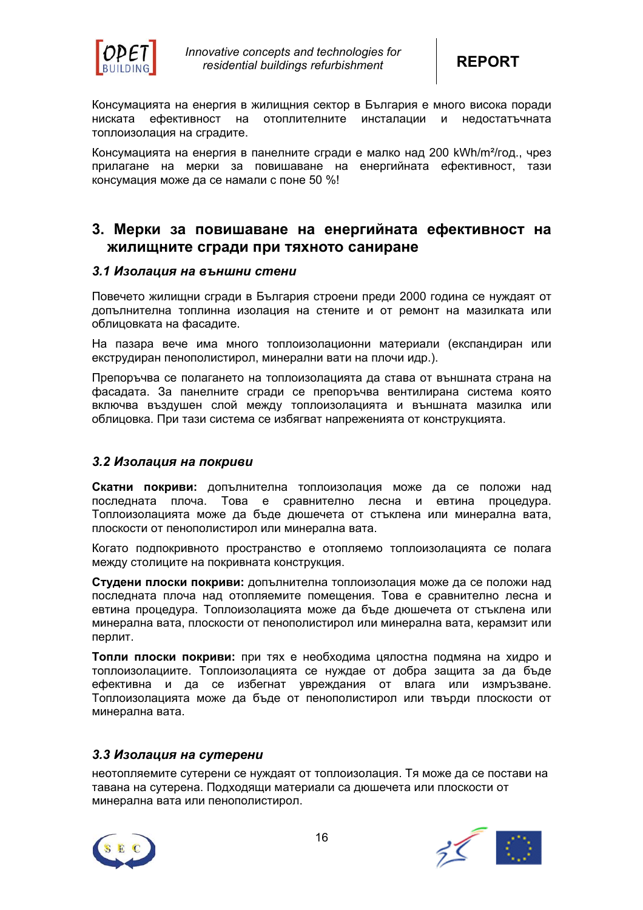Консумацията на енергия в жилищния сектор в България е много висока поради ниската ефективност на отоплителните инсталации и недостатъчната топлоизолация на сградите.

Консумацията на енергия в панелните сгради е малко над 200 kWh/m²/год., чрез прилагане на мерки за повишаване на енергийната ефективност, тази консумация може да се намали с поне 50 %!

## 3. Мерки за повишаване на енергийната ефективност на жилищните сгради при тяхното саниране

### *3.1 Изолация на външни стени*

Повечето жилищни сгради в България строени преди 2000 година се нуждаят от допълнителна топлинна изолация на стените и от ремонт на мазилката или облицовката на фасадите.

На пазара вече има много топлоизолационни материали (експандиран или екструдиран пенополистирол, минерални вати на плочи идр.).

Препоръчва се полагането на топлоизолацията да става от външната страна на фасадата. За панелните сгради се препоръчва вентилирана система която включва въздушен слой между топлоизолацията и външната мазилка или облицовка. При тази система се избягват напреженията от конструкцията.

### *3.2 Изолация на покриви*

**Скатни покриви:** допълнителна топлоизолация може да се положи над последната плоча. Това е сравнително лесна и евтина процедура. Топлоизолацията може да бъде дюшечета от стъклена или минерална вата, плоскости от пенополистирол или минерална вата.

Когато подпокривното пространство е отопляемо топлоизолацията се полага между столиците на покривната конструкция.

**Студени плоски покриви:** допълнителна топлоизолация може да се положи над последната плоча над отопляемите помещения. Това е сравнително лесна и евтина процедура. Топлоизолацията може да бъде дюшечета от стъклена или минерална вата, плоскости от пенополистирол или минерална вата, керамзит или перлит.

**Топли плоски покриви:** при тях е необходима цялостна подмяна на хидро и топлоизолациите. Топлоизолацията се нуждае от добра защита за да бъде ефективна и да се избегнат увреждания от влага или измръзване. Топлоизолацията може да бъде от пенополистирол или твърди плоскости от минерална вата.

### *3.3 Изолация на сутерени*

неотопляемите сутерени се нуждаят от топлоизолация. Тя може да се постави на тавана на сутерена. Подходящи материали са дюшечета или плоскости от минерална вата или пенополистирол.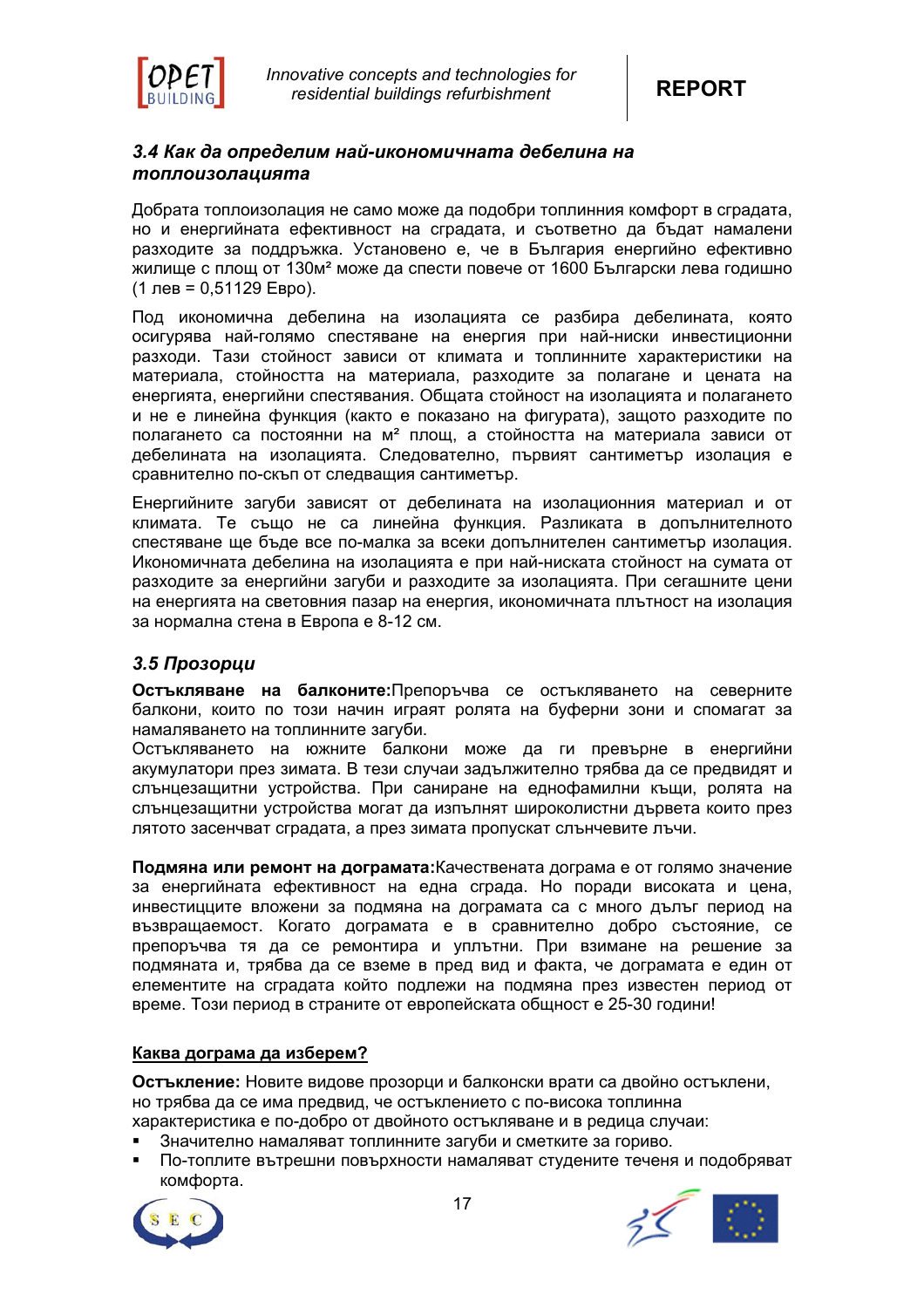### *3.4 Как да определим най-икономичната дебелина на топлоизолацията*

Добрата топлоизолация не само може да подобри топлинния комфорт в сградата, но и енергийната ефективност на сградата, и съответно да бъдат намалени разходите за поддръжка. Установено е, че в България енергийно ефективно жилище с площ от 130м² може да спести повече от 1600 Български лева годишно (1 лев = 0,51129 Евро).

Под икономична дебелина на изолацията се разбира дебелината, която осигурява най-голямо спестяване на енергия при най-ниски инвестиционни разходи. Тази стойност зависи от климата и топлинните характеристики на материала, стойността на материала, разходите за полагане и цената на енергията, енергийни спестявания. Общата стойност на изолацията и полагането и не е линейна функция (както е показано на фигурата), защото разходите по полагането са постоянни на м² площ, а стойността на материала зависи от дебелината на изолацията. Следователно, първият сантиметър изолация е сравнително по-скъп от следващия сантиметър.

Енергийните загуби зависят от дебелината на изолационния материал и от климата. Те също не са линейна функция. Разликата в допълнителното спестяване ще бъде все по-малка за всеки допълнителен сантиметър изолация. Икономичната дебелина на изолацията е при най-ниската стойност на сумата от разходите за енергийни загуби и разходите за изолацията. При сегашните цени на енергията на световния пазар на енергия, икономичната плътност на изолация за нормална стена в Европа е 8-12 см.

### *3.5 Прозорци*

**Остъкляване на балконите:** Препоръчва се остъкляването на северните балкони, които по този начин играят ролята на буферни зони и спомагат за намаляването на топлинните загуби.
Остъкляването на южните балкони може да ги превърне в енергийни акумулатори през зимата. В тези случаи задължително трябва да се предвидят и слънцезащитни устройства. При саниране на еднофамилни къщи, ролята на слънцезащитни устройства могат да изпълнят широколистни дървета които през лятото засенчват сградата, а през зимата пропускат слънчевите лъчи.

**Подмяна или ремонт на дограмата:** Качествената дограма е от голямо значение за енергийната ефективност на една сграда. Но поради високата и цена, инвестициите вложени за подмяна на дограмата са с много дълъг период на възвращаемост. Когато дограмата е в сравнително добро състояние, се препоръчва тя да се ремонтира и уплътни. При вземане на решение за подмяната и, трябва да се вземе в пред вид и факта, че дограмата е един от елементите на сградата който подлежи на подмяна през известен период от време. Този период в страните от европейската общност е 25-30 години!

**<u>Каква дограма да изберем?</u>**

**Остъкление:** Новите видове прозорци и балконски врати са двойно остъклени, но трябва да се има предвид, че остъклението с по-висока топлинна характеристика е по-добро от двойното остъкляване и в редица случаи:

- Значително намаляват топлинните загуби и сметките за гориво.
- По-топлите вътрешни повърхности намаляват студените течения и подобряват комфорта.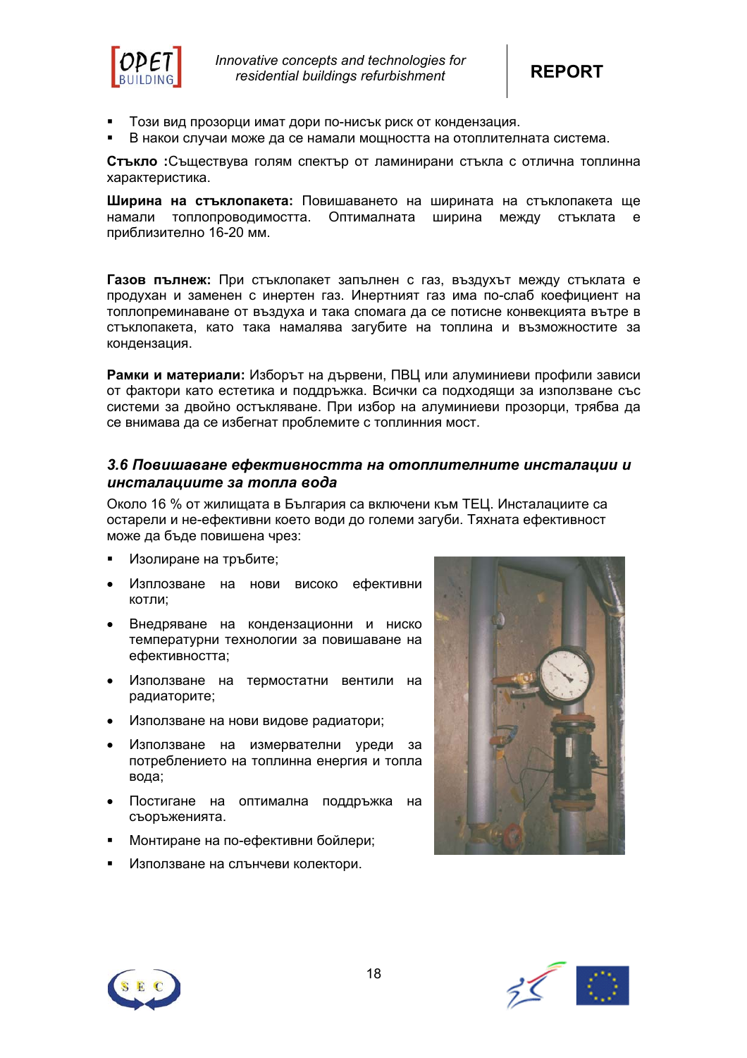- Този вид прозорци имат дори по-нисък риск от кондензация.
- В някои случаи може да се намали мощността на отоплителната система.

**Стъкло :**Съществува голям спектър от ламинирани стъкла с отлична топлинна характеристика.

**Ширина на стъклопакета:** Повишаването на ширината на стъклопакета ще намали топлопроводимостта. Оптималната ширина между стъклата е приблизително 16-20 мм.

**Газов пълнеж:** При стъклопакет запълнен с газ, въздухът между стъклата е продухан и заменен с инертен газ. Инертният газ има по-слаб коефициент на топлопреминаване от въздуха и така спомага да се потисне конвекцията вътре в стъклопакета, като така намалява загубите на топлина и възможностите за кондензация.

**Рамки и материали:** Изборът на дървени, ПВЦ или алуминиеви профили зависи от фактори като естетика и поддръжка. Всички са подходящи за използване със системи за двойно остъкляване. При избор на алуминиеви прозорци, трябва да се внимава да се избегнат проблемите с топлинния мост.

### *3.6 Повишаване ефективността на отоплителните инсталации и инсталациите за топла вода*

Около 16 % от жилищата в България са включени към ТЕЦ. Инсталациите са остарели и не-ефективни което води до големи загуби. Тяхната ефективност може да бъде повишена чрез:

- Изолиране на тръбите;
- Изплозване на нови високо ефективни котли;
- Внедряване на кондензационни и ниско температурни технологии за повишаване на ефективността;
- Използване на термостатни вентили на радиаторите;
- Използване на нови видове радиатори;
- Използване на измервателни уреди за потреблението на топлинна енергия и топла вода;
- Постигане на оптимална поддръжка на съоръженията.
- Монтиране на по-ефективни бойлери;
- Използване на слънчеви колектори.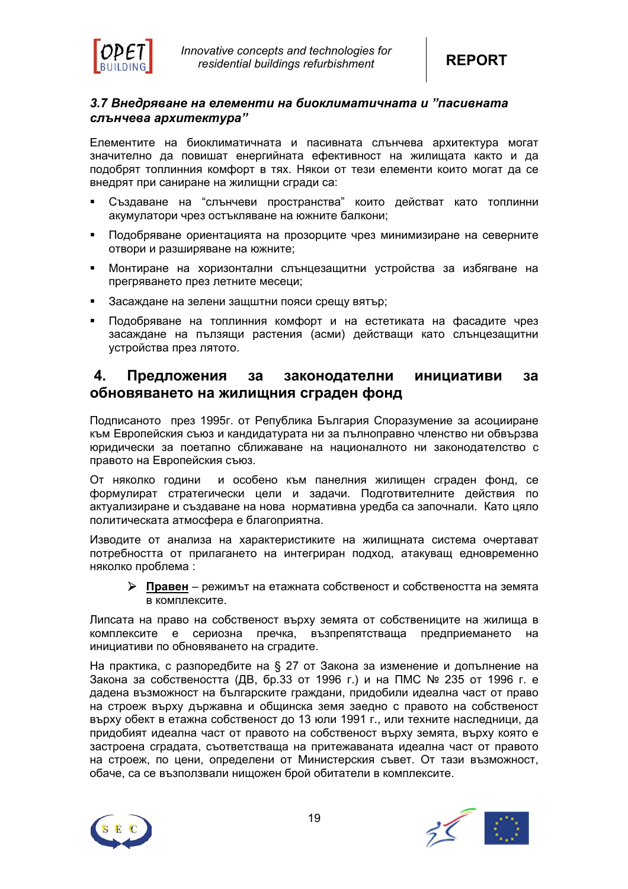### *3.7 Внедряване на елементи на биоклиматичната и "пасивната слънчева архитектура"*

Елементите на биоклиматичната и пасивната слънчева архитектура могат значително да повишат енергийната ефективност на жилищата както и да подобрят топлинния комфорт в тях. Някои от тези елементи които могат да се внедрят при саниране на жилищни сгради са:

- Създаване на "слънчеви пространства" които действат като топлинни акумулатори чрез остъкляване на южните балкони;
- Подобряване ориентацията на прозорците чрез минимизиране на северните отвори и разширяване на южните;
- Монтиране на хоризонтални слънцезащитни устройства за избягване на прегряването през летните месеци;
- Засаждане на зелени защштни пояси срещу вятър;
- Подобряване на топлинния комфорт и на естетиката на фасадите чрез засаждане на пълзящи растения (асми) действащи като слънцезащитни устройства през лятото.

## 4. Предложения за законодателни инициативи за обновяването на жилищния сграден фонд

Подписаното през 1995г. от Република България Споразумение за асоцииране към Европейския съюз и кандидатурата ни за пълноправно членство ни обвързва юридически за поетапно сближаване на националното ни законодателство с правото на Европейския съюз.

От няколко години и особено към панелния жилищен сграден фонд, се формулират стратегически цели и задачи. Подготвителните действия по актуализиране и създаване на нова нормативна уредба са започнали. Като цяло политическата атмосфера е благоприятна.

Изводите от анализа на характеристиките на жилищната система очертават потребността от прилагането на интегриран подход, атакуващ едновременно няколко проблема :

- **<u>Правен</u>** – режимът на етажната собственост и собствеността на земята в комплексите.

Липсата на право на собственост върху земята от собствениците на жилища в комплексите е сериозна пречка, възпрепятстваща предприемането на инициативи по обновяването на сградите.

На практика, с разпоредбите на § 27 от Закона за изменение и допълнение на Закона за собствеността (ДВ, бр.33 от 1996 г.) и на ПМС № 235 от 1996 г. е дадена възможност на българските граждани, придобили идеална част от право на строеж върху държавна и общинска земя заедно с правото на собственост върху обект в етажна собственост до 13 юли 1991 г., или техните наследници, да придобият идеална част от правото на собственост върху земята, върху която е застроена сградата, съответстваща на притежаваната идеална част от правото на строеж, по цени, определени от Министерския съвет. От тази възможност, обаче, са се възползвали нищожен брой обитатели в комплексите.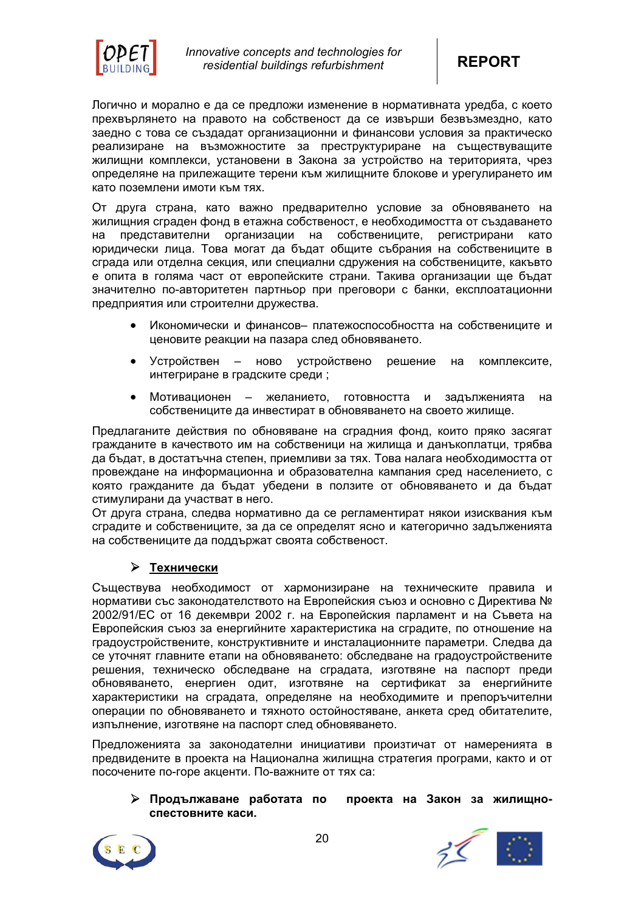Логично и морално е да се предложи изменение в нормативната уредба, с което прехвърлянето на правото на собственост да се извърши безвъзмездно, като заедно с това се създадат организационни и финансови условия за практическо реализиране на възможностите за преструктуриране на съществуващите жилищни комплекси, установени в Закона за устройство на територията, чрез определяне на прилежащите терени към жилищните блокове и урегулирането им като поземлени имоти към тях.

От друга страна, като важно предварително условие за обновяването на жилищния сграден фонд в етажна собственост, е необходимостта от създаването на представителни организации на собствениците, регистрирани като юридически лица. Това могат да бъдат общите събрания на собствениците в сграда или отделна секция, или специални сдружения на собствениците, какъвто е опита в голяма част от европейските страни. Такива организации ще бъдат значително по-авторитетен партньор при преговори с банки, експлоатационни предприятия или строителни дружества.

- Икономически и финансов– платежоспособността на собствениците и ценовите реакции на пазара след обновяването.
- Устройствен – ново устройствено решение на комплексите, интегриране в градските среди ;
- Мотивационен – желанието, готовността и задълженията на собствениците да инвестират в обновяването на своето жилище.

Предлаганите действия по обновяване на сградния фонд, които пряко засягат гражданите в качеството им на собственици на жилища и данъкоплатци, трябва да бъдат, в достатъчна степен, приемливи за тях. Това налага необходимостта от провеждане на информационна и образователна кампания сред населението, с която гражданите да бъдат убедени в ползите от обновяването и да бъдат стимулирани да участват в него.
От друга страна, следва нормативно да се регламентират някои изисквания към сградите и собствениците, за да се определят ясно и категорично задълженията на собствениците да поддържат своята собственост.

➢ **Технически**

Съществува необходимост от хармонизиране на техническите правила и нормативи със законодателството на Европейския съюз и основно с Директива № 2002/91/ЕС от 16 декември 2002 г. на Европейския парламент и на Съвета на Европейския съюз за енергийните характеристика на сградите, по отношение на градоустройствените, конструктивните и инсталационните параметри. Следва да се уточнят главните етапи на обновяването: обследване на градоустройствените решения, техническо обследване на сградата, изготвяне на паспорт преди обновяването, енергиен одит, изготвяне на сертификат за енергийните характеристики на сградата, определяне на необходимите и препоръчителни операции по обновяването и тяхното остойностяване, анкета сред обитателите, изпълнение, изготвяне на паспорт след обновяването.

Предложенията за законодателни инициативи произтичат от намеренията в предвидените в проекта на Национална жилищна стратегия програми, както и от посочените по-горе акценти. По-важните от тях са:

➢ **Продължаване работата по проекта на Закон за жилищно-спестовните каси.**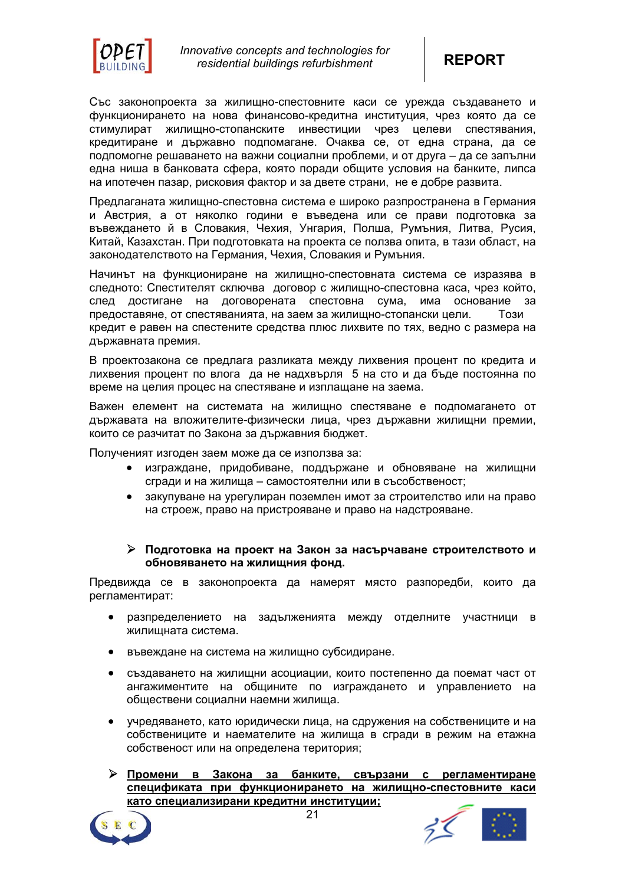Със законопроекта за жилищно-спестовните каси се урежда създаването и функционирането на нова финансово-кредитна институция, чрез която да се стимулират жилищно-стопанските инвестиции чрез целеви спестявания, кредитиране и държавно подпомагане. Очаква се, от една страна, да се подпомогне решаването на важни социални проблеми, и от друга – да се запълни една ниша в банковата сфера, която поради общите условия на банките, липса на ипотечен пазар, рисковия фактор и за двете страни, не е добре развита.

Предлаганата жилищно-спестовна система е широко разпространена в Германия и Австрия, а от няколко години е въведена или се прави подготовка за въвеждането й в Словакия, Чехия, Унгария, Полша, Румъния, Литва, Русия, Китай, Казахстан. При подготовката на проекта се ползва опита, в тази област, на законодателството на Германия, Чехия, Словакия и Румъния.

Начинът на функциониране на жилищно-спестовната система се изразява в следното: Спестителят сключва договор с жилищно-спестовна каса, чрез който, след достигане на договорената спестовна сума, има основание за предоставяне, от спестяванията, на заем за жилищно-стопански цели. Този кредит е равен на спестените средства плюс лихвите по тях, ведно с размера на държавната премия.

В проектозакона се предлага разликата между лихвения процент по кредита и лихвения процент по влога да не надхвърля 5 на сто и да бъде постоянна по време на целия процес на спестяване и изплащане на заема.

Важен елемент на системата на жилищно спестяване е подпомагането от държавата на вложителите-физически лица, чрез държавни жилищни премии, които се разчитат по Закона за държавния бюджет.

Полученият изгоден заем може да се използва за:

- изграждане, придобиване, поддържане и обновяване на жилищни сгради и на жилища – самостоятелни или в съсобственост;
- закупуване на урегулиран поземлен имот за строителство или на право на строеж, право на пристрояване и право на надстрояване.

➢ **Подготовка на проект на Закон за насърчаване строителството и обновяването на жилищния фонд.**

Предвижда се в законопроекта да намерят място разпоредби, които да регламентират:

- разпределението на задълженията между отделните участници в жилищната система.
- въвеждане на система на жилищно субсидиране.
- създаването на жилищни асоциации, които постепенно да поемат част от ангажиментите на общините по изграждането и управлението на обществени социални наемни жилища.
- учредяването, като юридически лица, на сдружения на собствениците и на собствениците и наемателите на жилища в сгради в режим на етажна собственост или на определена територия;

➢ **<u>Промени в Закона за банките, свързани с регламентиране спецификата при функционирането на жилищно-спестовните каси като специализирани кредитни институции;</u>**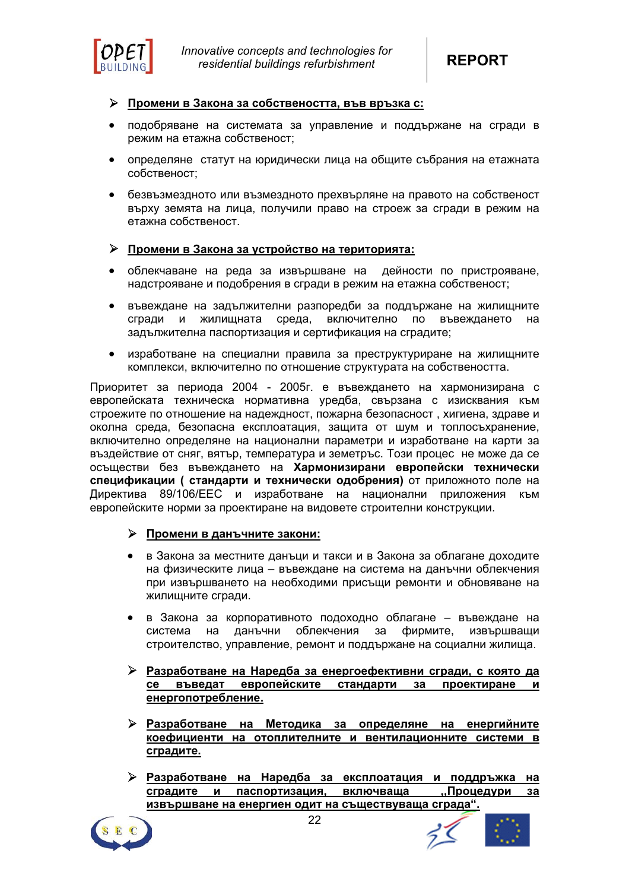- **<u>Промени в Закона за собствеността, във връзка с:</u>**

  - подобряване на системата за управление и поддържане на сгради в режим на етажна собственост;
  - определяне статут на юридически лица на общите събрания на етажната собственост;
  - безвъзмездното или възмездното прехвърляне на правото на собственост върху земята на лица, получили право на строеж за сгради в режим на етажна собственост.

- **<u>Промени в Закона за устройство на територията:</u>**

  - облекчаване на реда за извършване на дейности по пристрояване, надстрояване и подобрения в сгради в режим на етажна собственост;
  - въвеждане на задължителни разпоредби за поддържане на жилищните сгради и жилищната среда, включително по въвеждането на задължителна паспортизация и сертификация на сградите;
  - изработване на специални правила за преструктуриране на жилищните комплекси, включително по отношение структурата на собствеността.

Приоритет за периода 2004 - 2005г. е въвеждането на хармонизирана с европейската техническа нормативна уредба, свързана с изисквания към строежите по отношение на надеждност, пожарна безопасност , хигиена, здраве и околна среда, безопасна експлоатация, защита от шум и топлосъхранение, включително определяне на национални параметри и изработване на карти за въздействие от сняг, вятър, температура и земетръс. Този процес не може да се осъществи без въвеждането на **Хармонизирани европейски технически спецификации ( стандарти и технически одобрения)** от приложното поле на Директива 89/106/ЕЕС и изработване на национални приложения към европейските норми за проектиране на видовете строителни конструкции.

- **<u>Промени в данъчните закони:</u>**

  - в Закона за местните данъци и такси и в Закона за облагане доходите на физическите лица – въвеждане на система на данъчни облекчения при извършването на необходими присъщи ремонти и обновяване на жилищните сгради.
  - в Закона за корпоративното подоходно облагане – въвеждане на система на данъчни облекчения за фирмите, извършващи строителство, управление, ремонт и поддържане на социални жилища.

- **<u>Разработване на Наредба за енергоефективни сгради, с която да се въведат европейските стандарти за проектиране и енергопотребление.</u>**

- **<u>Разработване на Методика за определяне на енергийните коефициенти на отоплителните и вентилационните системи в сградите.</u>**

- **<u>Разработване на Наредба за експлоатация и поддръжка на сградите и паспортизация, включваща „Процедури за извършване на енергиен одит на съществуваща сграда“.</u>**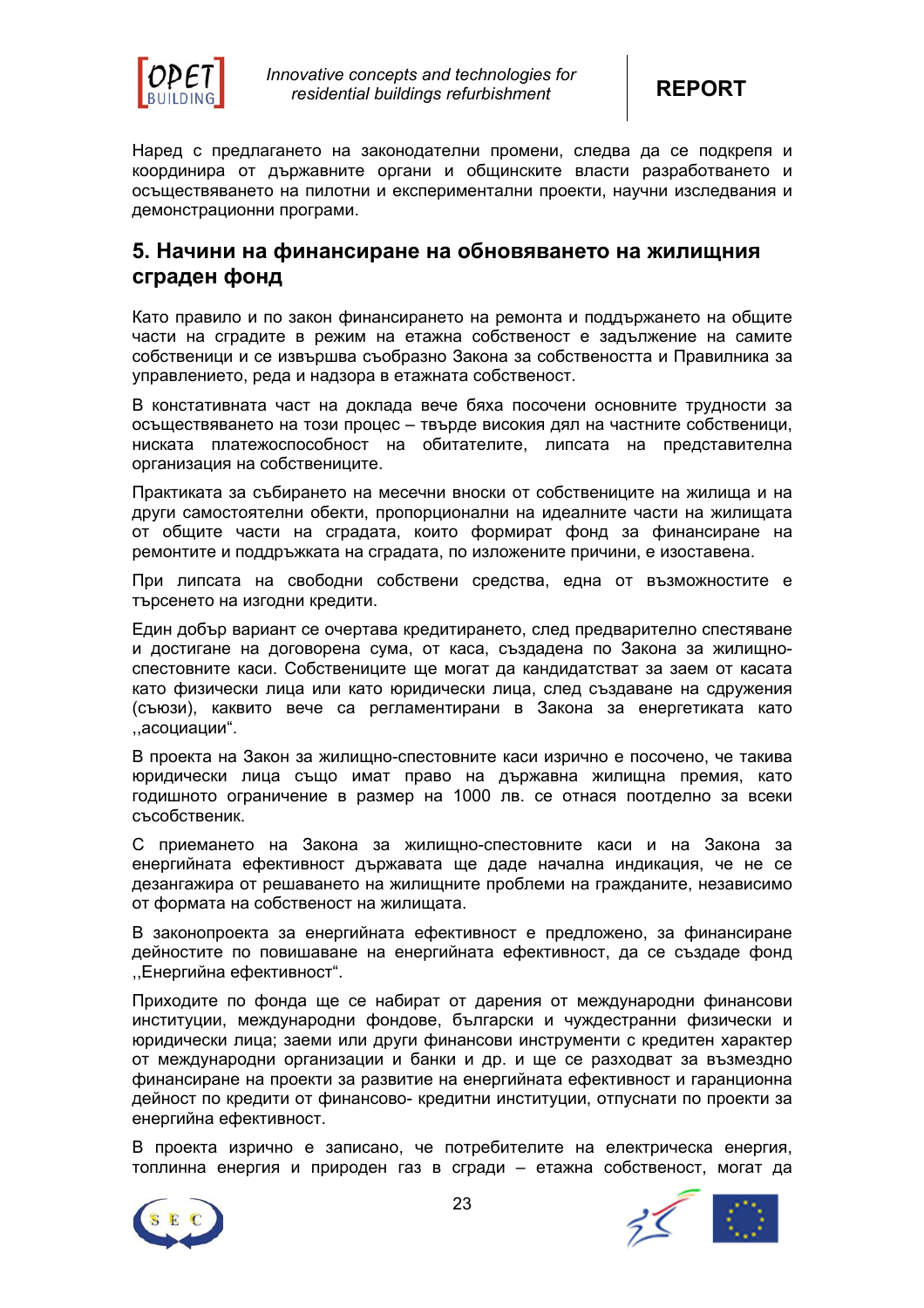Наред с предлагането на законодателни промени, следва да се подкрепя и координира от държавните органи и общинските власти разработването и осъществяването на пилотни и експериментални проекти, научни изследвания и демонстрационни програми.

## 5. Начини на финансиране на обновяването на жилищния сграден фонд

Като правило и по закон финансирането на ремонта и поддържането на общите части на сградите в режим на етажна собственост е задължение на самите собственици и се извършва съобразно Закона за собствеността и Правилника за управлението, реда и надзора в етажната собственост.

В констативната част на доклада вече бяха посочени основните трудности за осъществяването на този процес – твърде високия дял на частните собственици, ниската платежоспособност на обитателите, липсата на представителна организация на собствениците.

Практиката за събирането на месечни вноски от собствениците на жилища и на други самостоятелни обекти, пропорционални на идеалните части на жилищата от общите части на сградата, които формират фонд за финансиране на ремонтите и поддръжката на сградата, по изложените причини, е изоставена.

При липсата на свободни собствени средства, една от възможностите е търсенето на изгодни кредити.

Един добър вариант се очертава кредитирането, след предварително спестяване и достигане на договорена сума, от каса, създадена по Закона за жилищно-спестовните каси. Собствениците ще могат да кандидатстват за заем от касата като физически лица или като юридически лица, след създаване на сдружения (съюзи), каквито вече са регламентирани в Закона за енергетиката като ,,асоциации".

В проекта на Закон за жилищно-спестовните каси изрично е посочено, че такива юридически лица също имат право на държавна жилищна премия, като годишното ограничение в размер на 1000 лв. се отнася поотделно за всеки съсобственик.

С приемането на Закона за жилищно-спестовните каси и на Закона за енергийната ефективност държавата ще даде начална индикация, че не се дезангажира от решаването на жилищните проблеми на гражданите, независимо от формата на собственост на жилищата.

В законопроекта за енергийната ефективност е предложено, за финансиране дейностите по повишаване на енергийната ефективност, да се създаде фонд ,,Енергийна ефективност".

Приходите по фонда ще се набират от дарения от международни финансови институции, международни фондове, български и чуждестранни физически и юридически лица; заеми или други финансови инструменти с кредитен характер от международни организации и банки и др. и ще се разходват за възмездно финансиране на проекти за развитие на енергийната ефективност и гаранционна дейност по кредити от финансово- кредитни институции, отпуснати по проекти за енергийна ефективност.

В проекта изрично е записано, че потребителите на електрическа енергия, топлинна енергия и природен газ в сгради – етажна собственост, могат да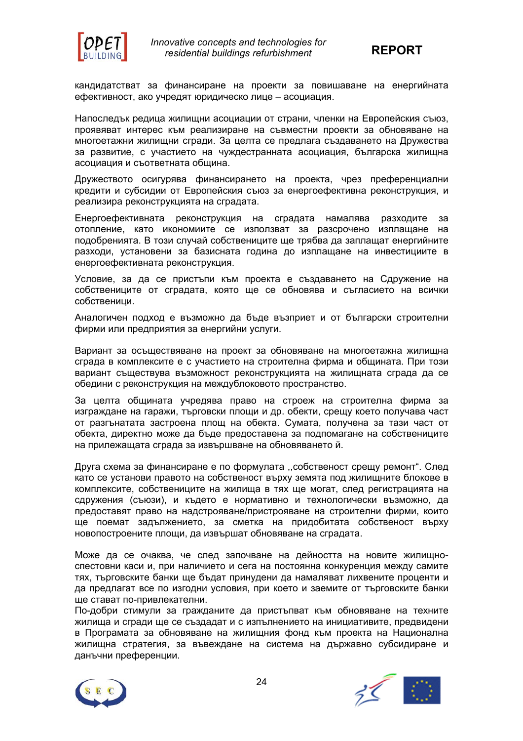кандидатстват за финансиране на проекти за повишаване на енергийната ефективност, ако учредят юридическо лице – асоциация.

Напоследък редица жилищни асоциации от страни, членки на Европейския съюз, проявяват интерес към реализиране на съвместни проекти за обновяване на многоетажни жилищни сгради. За целта се предлага създаването на Дружества за развитие, с участието на чуждестранната асоциация, българска жилищна асоциация и съответната община.

Дружеството осигурява финансирането на проекта, чрез преференциални кредити и субсидии от Европейския съюз за енергоефективна реконструкция, и реализира реконструкцията на сградата.

Енергоефективната реконструкция на сградата намалява разходите за отопление, като икономиите се използват за разсрочено изплащане на подобренията. В този случай собствениците ще трябва да заплащат енергийните разходи, установени за базисната година до изплащане на инвестициите в енергоефективната реконструкция.

Условие, за да се пристъпи към проекта е създаването на Сдружение на собствениците от сградата, която ще се обновява и съгласието на всички собственици.

Аналогичен подход е възможно да бъде възприет и от български строителни фирми или предприятия за енергийни услуги.

Вариант за осъществяване на проект за обновяване на многоетажна жилищна сграда в комплексите е с участието на строителна фирма и общината. При този вариант съществува възможност реконструкцията на жилищната сграда да се обедини с реконструкция на междублоковото пространство.

За целта общината учредява право на строеж на строителна фирма за изграждане на гаражи, търговски площи и др. обекти, срещу което получава част от разгънатата застроена площ на обекта. Сумата, получена за тази част от обекта, директно може да бъде предоставена за подпомагане на собствениците на прилежащата сграда за извършване на обновяването ѝ.

Друга схема за финансиране е по формулата „собственост срещу ремонт". След като се установи правото на собственост върху земята под жилищните блокове в комплексите, собствениците на жилища в тях ще могат, след регистрацията на сдружения (съюзи), и където е нормативно и технологически възможно, да предоставят право на надстрояване/пристрояване на строителни фирми, които ще поемат задължението, за сметка на придобитата собственост върху новопостроените площи, да извършат обновяване на сградата.

Може да се очаква, че след започване на дейността на новите жилищно-спестовни каси и, при наличието и сега на постоянна конкуренция между самите тях, търговските банки ще бъдат принудени да намаляват лихвените проценти и да предлагат все по изгодни условия, при което и заемите от търговските банки ще стават по-привлекателни.
По-добри стимули за гражданите да пристъпват към обновяване на техните жилища и сгради ще се създадат и с изпълнението на инициативите, предвидени в Програмата за обновяване на жилищния фонд към проекта на Национална жилищна стратегия, за въвеждане на система на държавно субсидиране и данъчни преференции.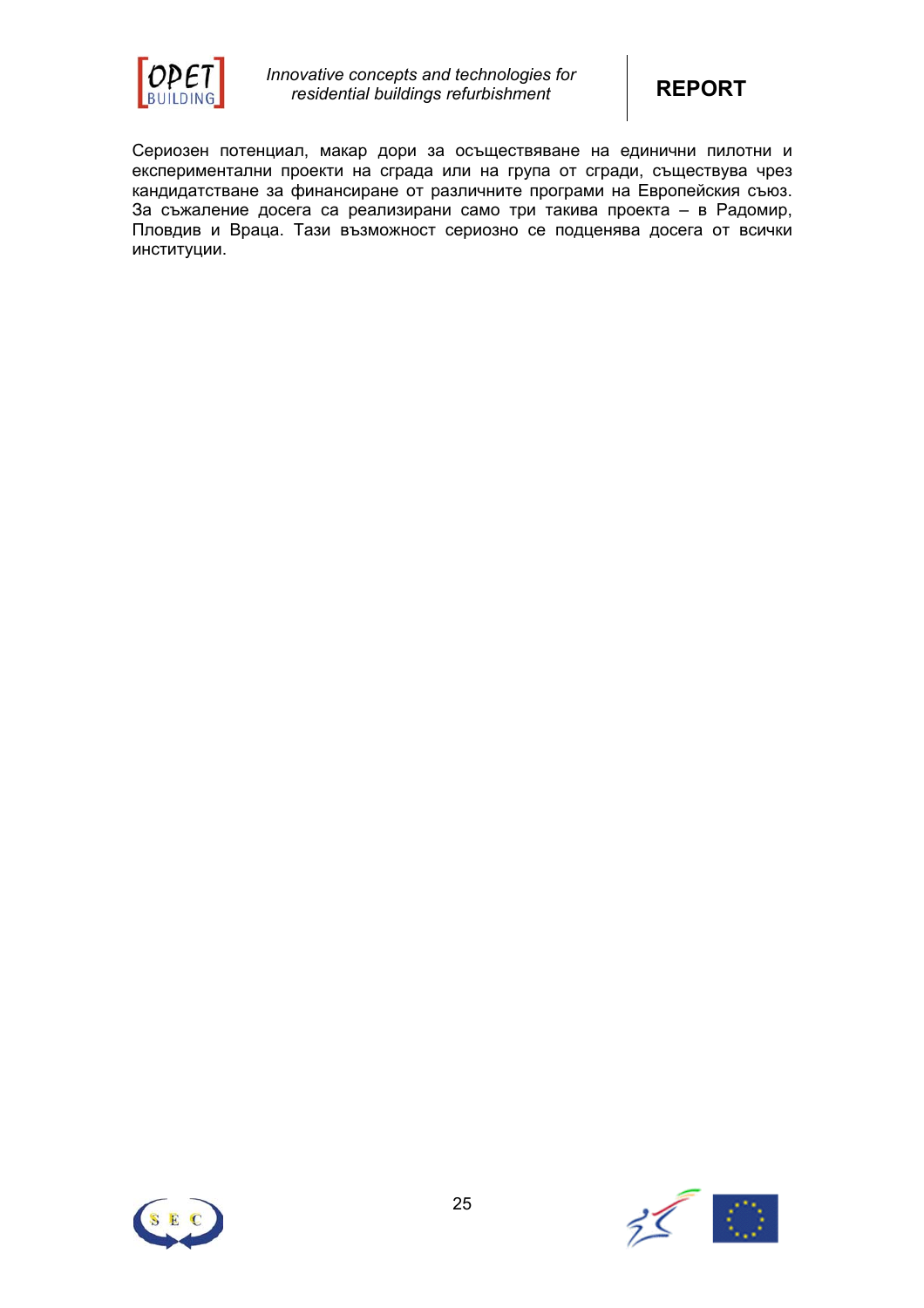Сериозен потенциал, макар дори за осъществяване на единични пилотни и експериментални проекти на сграда или на група от сгради, съществува чрез кандидатстване за финансиране от различните програми на Европейския съюз. За съжаление досега са реализирани само три такива проекта – в Радомир, Пловдив и Враца. Тази възможност сериозно се подценява досега от всички институции.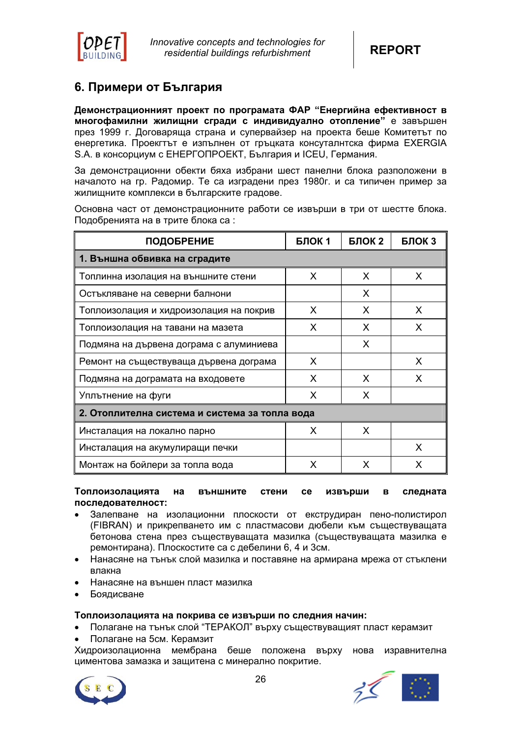## 6. Примери от България

**Демонстрационният проект по програмата ФАР "Енергийна ефективност в многофамилни жилищни сгради с индивидуално отопление"** е завършен през 1999 г. Договаряща страна и супервайзер на проекта беше Комитетът по енергетика. Проекгтът е изпълнен от гръцката консуталнтска фирма EXERGIA S.A. в консорциум с ЕНЕРГОПРОЕКТ, България и ICEU, Германия.

За демонстрационни обекти бяха избрани шест панелни блока разположени в началото на гр. Радомир. Те са изградени през 1980г. и са типичен пример за жилищните комплекси в българските градове.

Основна част от демонстрационните работи се извърши в три от шестте блока. Подобренията на в трите блока са :

| ПОДОБРЕНИЕ | БЛОК 1 | БЛОК 2 | БЛОК 3 |
|---|---|---|---|
| **1. Външна обвивка на сградите** | | | |
| Топлинна изолация на външните стени | X | X | X |
| Остъкляване на северни балнони | | X | |
| Топлоизолация и хидроизолация на покрив | X | X | X |
| Топлоизолация на тавани на мазета | X | X | X |
| Подмяна на дървена дограма с алуминиева | | X | |
| Ремонт на съществуваща дървена дограма | X | | X |
| Подмяна на дограмата на входовете | X | X | X |
| Уплътнение на фуги | X | X | |
| **2. Отоплителна система и система за топла вода** | | | |
| Инсталация на локално парно | X | X | |
| Инсталация на акумулиращи печки | | | X |
| Монтаж на бойлери за топла вода | X | X | X |

**Топлоизолацията на външните стени се извърши в следната последователност:**

- Залепване на изолационни плоскости от екструдиран пено-полистирол (FIBRAN) и прикрепването им с пластмасови дюбели към съществуващата бетонова стена през съществуващата мазилка (съществуващата мазилка е ремонтирана). Плоскостите са с дебелини 6, 4 и 3см.
- Нанасяне на тънък слой мазилка и поставяне на армирана мрежа от стъклени влакна
- Нанасяне на външен пласт мазилка
- Боядисване

**Топлоизолацията на покрива се извърши по следния начин:**

- Полагане на тънък слой "ТЕРАКОЛ" върху съществуващият пласт керамзит
- Полагане на 5см. Керамзит

Хидроизолационна мембрана беше положена върху нова изравнителна циментова замазка и защитена с минерално покритие.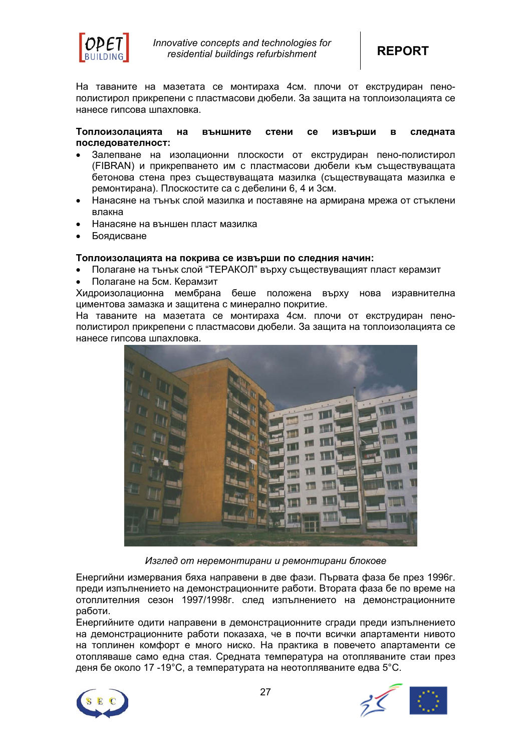На таваните на мазетата се монтираха 4см. плочи от екструдиран пено-полистирол прикрепени с пластмасови дюбели. За защита на топлоизолацията се нанесе гипсова шпахловка.

**Топлоизолацията на външните стени се извърши в следната последователност:**

- Залепване на изолационни плоскости от екструдиран пено-полистирол (FIBRAN) и прикрепването им с пластмасови дюбели към съществуващата бетонова стена през съществуващата мазилка (съществуващата мазилка е ремонтирана). Плоскостите са с дебелини 6, 4 и 3см.
- Нанасяне на тънък слой мазилка и поставяне на армирана мрежа от стъклени влакна
- Нанасяне на външен пласт мазилка
- Боядисване

**Топлоизолацията на покрива се извърши по следния начин:**

- Полагане на тънък слой "ТЕРАКОЛ" върху съществуващият пласт керамзит
- Полагане на 5см. Керамзит

Хидроизолационна мембрана беше положена върху нова изравнителна циментова замазка и защитена с минерално покритие.

На таваните на мазетата се монтираха 4см. плочи от екструдиран пено-полистирол прикрепени с пластмасови дюбели. За защита на топлоизолацията се нанесе гипсова шпахловка.

*Изглед от неремонтирани и ремонтирани блокове*

Енергийни измервания бяха направени в две фази. Първата фаза бе през 1996г. преди изпълнението на демонстрационните работи. Втората фаза бе по време на отоплителния сезон 1997/1998г. след изпълнението на демонстрационните работи.

Енергийните одити направени в демонстрационните сгради преди изпълнението на демонстрационните работи показаха, че в почти всички апартаменти нивото на топлинен комфорт е много ниско. На практика в повечето апартаменти се отопляваше само една стая. Средната температура на отопляваните стаи през деня бе около 17 -19°C, а температурата на неотопляваните едва 5°C.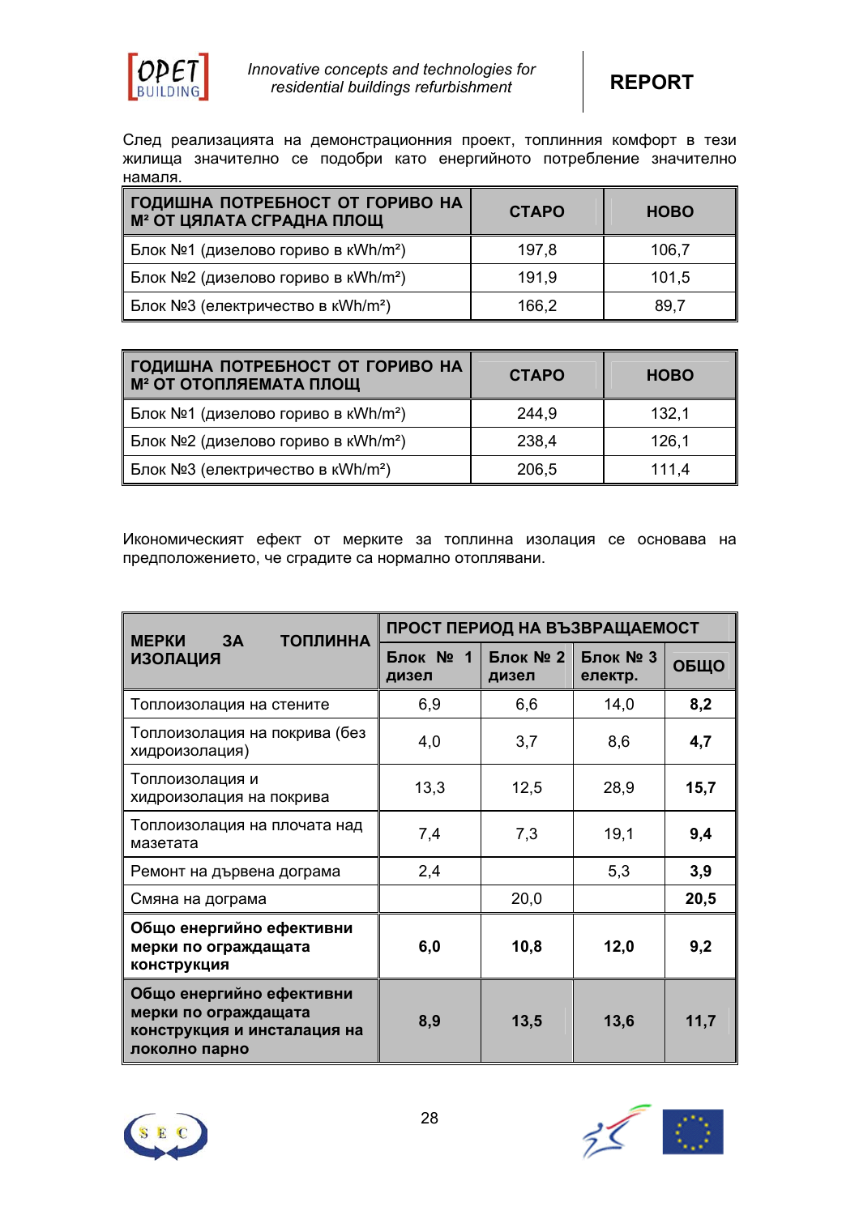След реализацията на демонстрационния проект, топлинния комфорт в тези жилища значително се подобри като енергийното потребление значително намаля.

| ГОДИШНА ПОТРЕБНОСТ ОТ ГОРИВО НА M² ОТ ЦЯЛАТА СГРАДНА ПЛОЩ | СТАРО | НОВО |
|---|---|---|
| Блок №1 (дизелово гориво в кWh/m²) | 197,8 | 106,7 |
| Блок №2 (дизелово гориво в кWh/m²) | 191,9 | 101,5 |
| Блок №3 (електричество в кWh/m²) | 166,2 | 89,7 |

| ГОДИШНА ПОТРЕБНОСТ ОТ ГОРИВО НА M² ОТ ОТОПЛЯЕМАТА ПЛОЩ | СТАРО | НОВО |
|---|---|---|
| Блок №1 (дизелово гориво в кWh/m²) | 244,9 | 132,1 |
| Блок №2 (дизелово гориво в кWh/m²) | 238,4 | 126,1 |
| Блок №3 (електричество в кWh/m²) | 206,5 | 111,4 |

Икономическият ефект от мерките за топлинна изолация се основава на предположението, че сградите са нормално отопляване.

| МЕРКИ ЗА ТОПЛИННА ИЗОЛАЦИЯ | ПРОСТ ПЕРИОД НА ВЪЗВРАЩАЕМОСТ | | | |
|---|---|---|---|---|
| | Блок № 1 дизел | Блок № 2 дизел | Блок № 3 електр. | ОБЩО |
| Топлоизолация на стените | 6,9 | 6,6 | 14,0 | **8,2** |
| Топлоизолация на покрива (без хидроизолация) | 4,0 | 3,7 | 8,6 | **4,7** |
| Топлоизолация и хидроизолация на покрива | 13,3 | 12,5 | 28,9 | **15,7** |
| Топлоизолация на плочата над мазетата | 7,4 | 7,3 | 19,1 | **9,4** |
| Ремонт на дървена дограма | 2,4 | | 5,3 | **3,9** |
| Смяна на дограма | | 20,0 | | **20,5** |
| **Общо енергийно ефективни мерки по ограждащата конструкция** | **6,0** | **10,8** | **12,0** | **9,2** |
| **Общо енергийно ефективни мерки по ограждащата конструкция и инсталация на локолно парно** | **8,9** | **13,5** | **13,6** | **11,7** |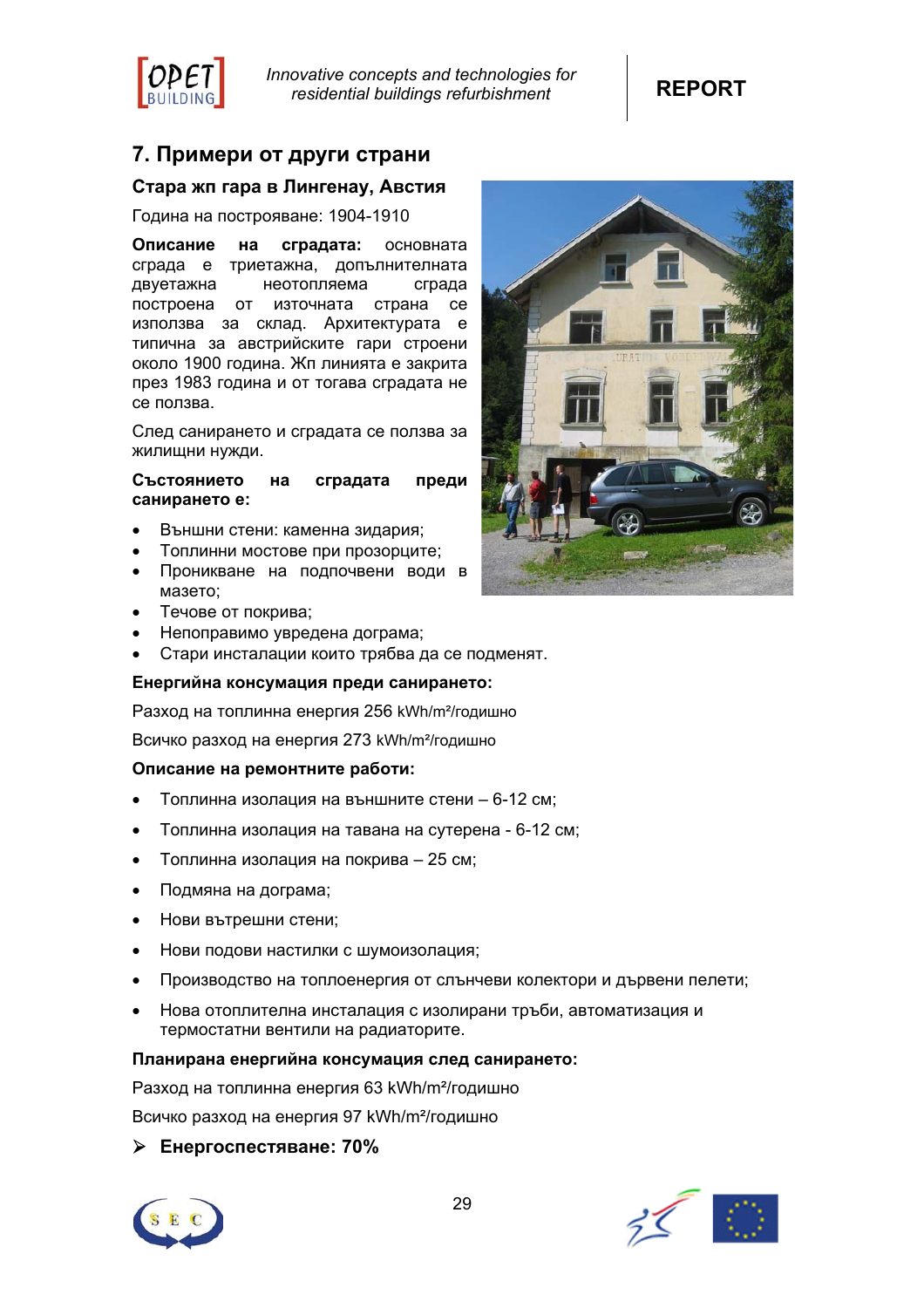## 7. Примери от други страни

### Стара жп гара в Лингенау, Австия

Година на построяване: 1904-1910

**Описание на сградата:** основната сграда е триетажна, допълнителната двуетажна неотопляема сграда построена от източната страна се използва за склад. Архитектурата е типична за австрийските гари строени около 1900 година. Жп линията е закрита през 1983 година и от тогава сградата не се ползва.

След санирането и сградата се ползва за жилищни нужди.

**Състоянието на сградата преди санирането е:**

- Външни стени: каменна зидария;
- Топлинни мостове при прозорците;
- Проникване на подпочвени води в мазето;
- Течове от покрива;
- Непоправимо увредена дограма;
- Стари инсталации които трябва да се подменят.

**Енергийна консумация преди санирането:**

Разход на топлинна енергия 256 kWh/m²/годишно

Всичко разход на енергия 273 kWh/m²/годишно

**Описание на ремонтните работи:**

- Топлинна изолация на външните стени – 6-12 см;
- Топлинна изолация на тавана на сутерена - 6-12 см;
- Топлинна изолация на покрива – 25 см;
- Подмяна на дограма;
- Нови вътрешни стени;
- Нови подови настилки с шумоизолация;
- Производство на топлоенергия от слънчеви колектори и дървени пелети;
- Нова отоплителна инсталация с изолирани тръби, автоматизация и термостатни вентили на радиаторите.

**Планирана енергийна консумация след санирането:**

Разход на топлинна енергия 63 kWh/m²/годишно

Всичко разход на енергия 97 kWh/m²/годишно

➢ **Енергоспестяване: 70%**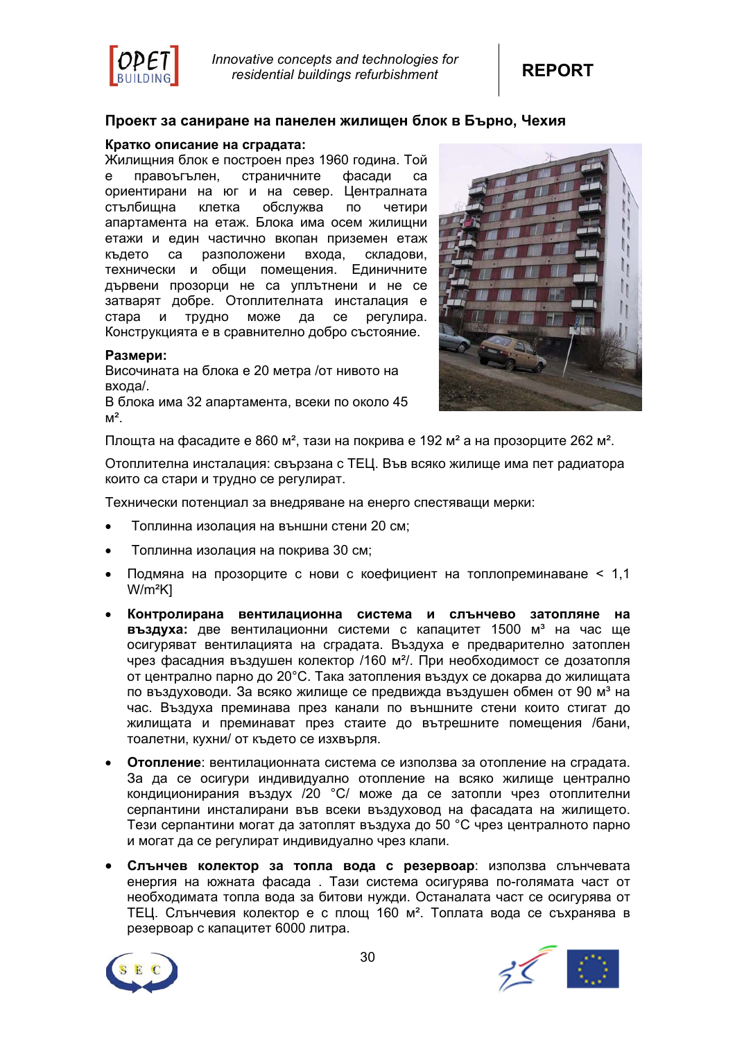## Проект за саниране на панелен жилищен блок в Бърно, Чехия

**Кратко описание на сградата:**
Жилищния блок е построен през 1960 година. Той е правоъгълен, страничните фасади са ориентирани на юг и на север. Централната стълбищна клетка обслужва по четири апартамента на етаж. Блока има осем жилищни етажи и един частично вкопан приземен етаж където са разположени входа, складови, технически и общи помещения. Единичните дървени прозорци не са уплътнени и не се затварят добре. Отоплителната инсталация е стара и трудно може да се регулира. Конструкцията е в сравнително добро състояние.

**Размери:**
Височината на блока е 20 метра /от нивото на входа/.
В блока има 32 апартамента, всеки по около 45 м².

Площта на фасадите е 860 м², тази на покрива е 192 м² а на прозорците 262 м².

Отоплителна инсталация: свързана с ТЕЦ. Във всяко жилище има пет радиатора които са стари и трудно се регулират.

Технически потенциал за внедряване на енерго спестяващи мерки:

- Топлинна изолация на външни стени 20 см;
- Топлинна изолация на покрива 30 см;
- Подмяна на прозорците с нови с коефициент на топлопреминаване < 1,1 W/m²K]
- **Контролирана вентилационна система и слънчево затопляне на въздуха:** две вентилационни системи с капацитет 1500 м³ на час ще осигуряват вентилацията на сградата. Въздуха е предварително затоплен чрез фасадния въздушен колектор /160 м²/. При необходимост се дозатопля от централно парно до 20°С. Така затопления въздух се докарва до жилищата по въздуховоди. За всяко жилище се предвижда въздушен обмен от 90 м³ на час. Въздуха преминава през канали по външните стени които стигат до жилищата и преминават през стаите до вътрешните помещения /бани, тоалетни, кухни/ от където се изхвърля.
- **Отопление**: вентилационната система се използва за отопление на сградата. За да се осигури индивидуално отопление на всяко жилище централно кондиционирания въздух /20 °С/ може да се затопли чрез отоплителни серпантини инсталирани във всеки въздуховод на фасадата на жилището. Тези серпантини могат да затоплят въздуха до 50 °С чрез централното парно и могат да се регулират индивидуално чрез клапи.
- **Слънчев колектор за топла вода с резервоар**: използва слънчевата енергия на южната фасада . Тази система осигурява по-голямата част от необходимата топла вода за битови нужди. Останалата част се осигурява от ТЕЦ. Слънчевия колектор е с площ 160 м². Топлата вода се съхранява в резервоар с капацитет 6000 литра.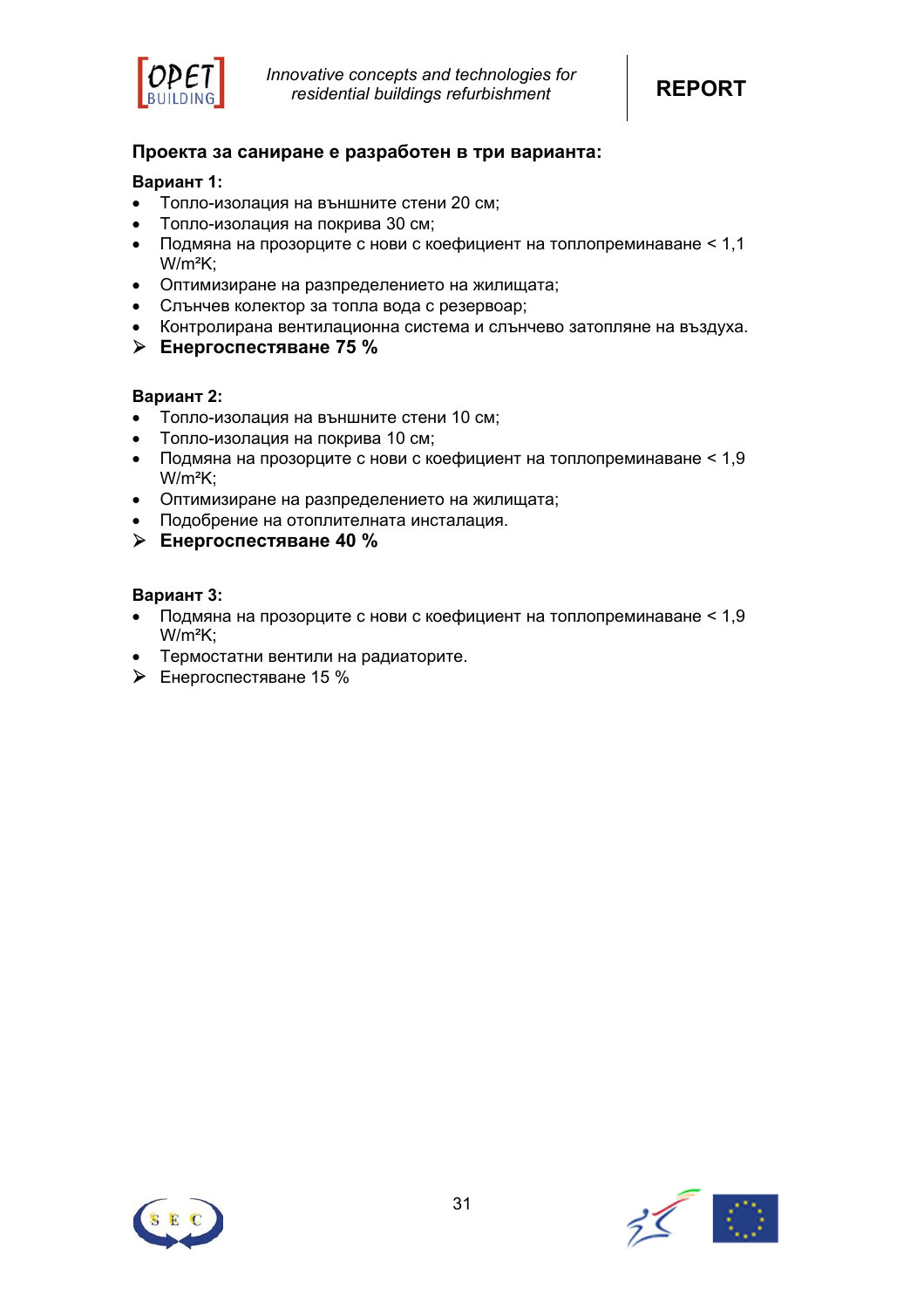**Проекта за саниране е разработен в три варианта:**

**Вариант 1:**

- Топло-изолация на външните стени 20 см;
- Топло-изолация на покрива 30 см;
- Подмяна на прозорците с нови с коефициент на топлопреминаване < 1,1 W/m²K;
- Оптимизиране на разпределението на жилищата;
- Слънчев колектор за топла вода с резервоар;
- Контролирана вентилационна система и слънчево затопляне на въздуха.

➢ **Енергоспестяване 75 %**

**Вариант 2:**

- Топло-изолация на външните стени 10 см;
- Топло-изолация на покрива 10 см;
- Подмяна на прозорците с нови с коефициент на топлопреминаване < 1,9 W/m²K;
- Оптимизиране на разпределението на жилищата;
- Подобрение на отоплителната инсталация.

➢ **Енергоспестяване 40 %**

**Вариант 3:**

- Подмяна на прозорците с нови с коефициент на топлопреминаване < 1,9 W/m²K;
- Термостатни вентили на радиаторите.

➢ Енергоспестяване 15 %